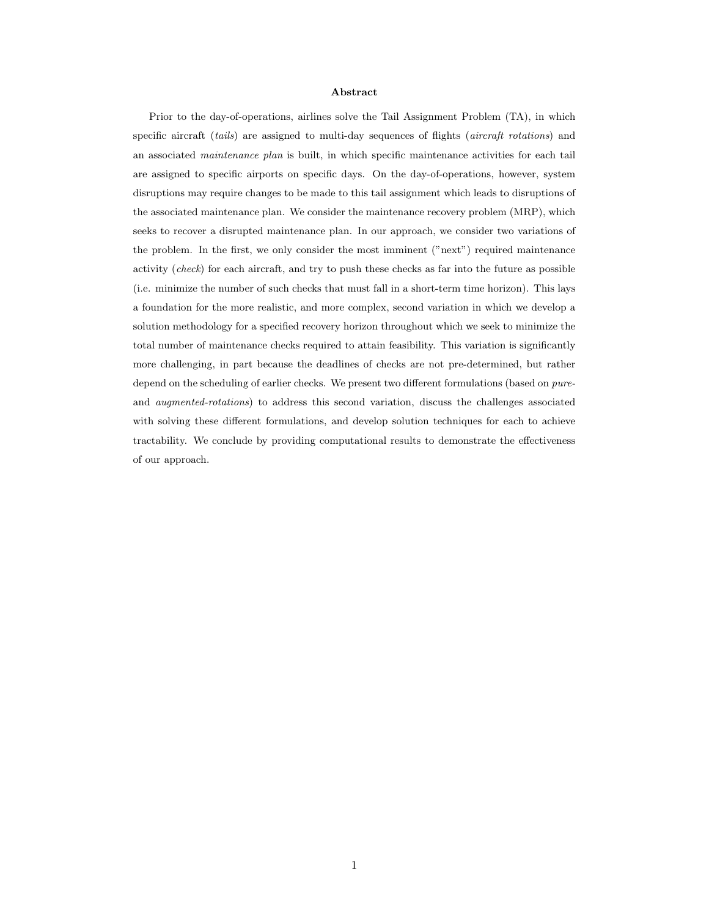## Abstract

Prior to the day-of-operations, airlines solve the Tail Assignment Problem (TA), in which specific aircraft (*tails*) are assigned to multi-day sequences of flights (*aircraft rotations*) and an associated *maintenance plan* is built, in which specific maintenance activities for each tail are assigned to specific airports on specific days. On the day-of-operations, however, system disruptions may require changes to be made to this tail assignment which leads to disruptions of the associated maintenance plan. We consider the maintenance recovery problem (MRP), which seeks to recover a disrupted maintenance plan. In our approach, we consider two variations of the problem. In the first, we only consider the most imminent ("next") required maintenance activity (*check*) for each aircraft, and try to push these checks as far into the future as possible (i.e. minimize the number of such checks that must fall in a short-term time horizon). This lays a foundation for the more realistic, and more complex, second variation in which we develop a solution methodology for a specified recovery horizon throughout which we seek to minimize the total number of maintenance checks required to attain feasibility. This variation is significantly more challenging, in part because the deadlines of checks are not pre-determined, but rather depend on the scheduling of earlier checks. We present two different formulations (based on *pure-* and *augmented-rotations*) to address this second variation, discuss the challenges associated with solving these different formulations, and develop solution techniques for each to achieve tractability. We conclude by providing computational results to demonstrate the effectiveness of our approach.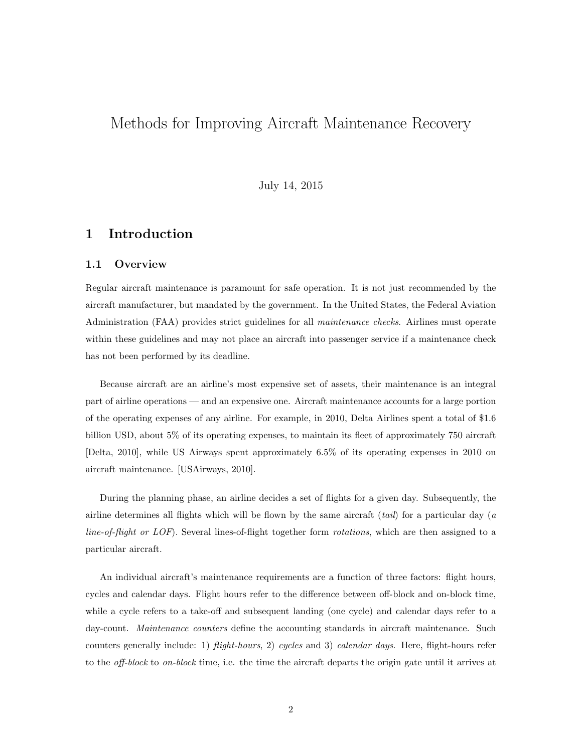# Methods for Improving Aircraft Maintenance Recovery

July 14, 2015

## 1 Introduction

### 1.1 Overview

Regular aircraft maintenance is paramount for safe operation. It is not just recommended by the aircraft manufacturer, but mandated by the government. In the United States, the Federal Aviation Administration (FAA) provides strict guidelines for all *maintenance checks*. Airlines must operate within these guidelines and may not place an aircraft into passenger service if a maintenance check has not been performed by its deadline.

Because aircraft are an airline's most expensive set of assets, their maintenance is an integral part of airline operations — and an expensive one. Aircraft maintenance accounts for a large portion of the operating expenses of any airline. For example, in 2010, Delta Airlines spent a total of $1.6 billion USD, about 5% of its operating expenses, to maintain its fleet of approximately 750 aircraft [Delta, 2010], while US Airways spent approximately 6.5% of its operating expenses in 2010 on aircraft maintenance. [USAirways, 2010].

During the planning phase, an airline decides a set of flights for a given day. Subsequently, the airline determines all flights which will be flown by the same aircraft (*tail*) for a particular day (*a line-of-flight or LOF*). Several lines-of-flight together form *rotations*, which are then assigned to a particular aircraft.

An individual aircraft's maintenance requirements are a function of three factors: flight hours, cycles and calendar days. Flight hours refer to the difference between off-block and on-block time, while a cycle refers to a take-off and subsequent landing (one cycle) and calendar days refer to a day-count. *Maintenance counters* define the accounting standards in aircraft maintenance. Such counters generally include: 1) *flight-hours*, 2) *cycles* and 3) *calendar days*. Here, flight-hours refer to the *off-block* to *on-block* time, i.e. the time the aircraft departs the origin gate until it arrives at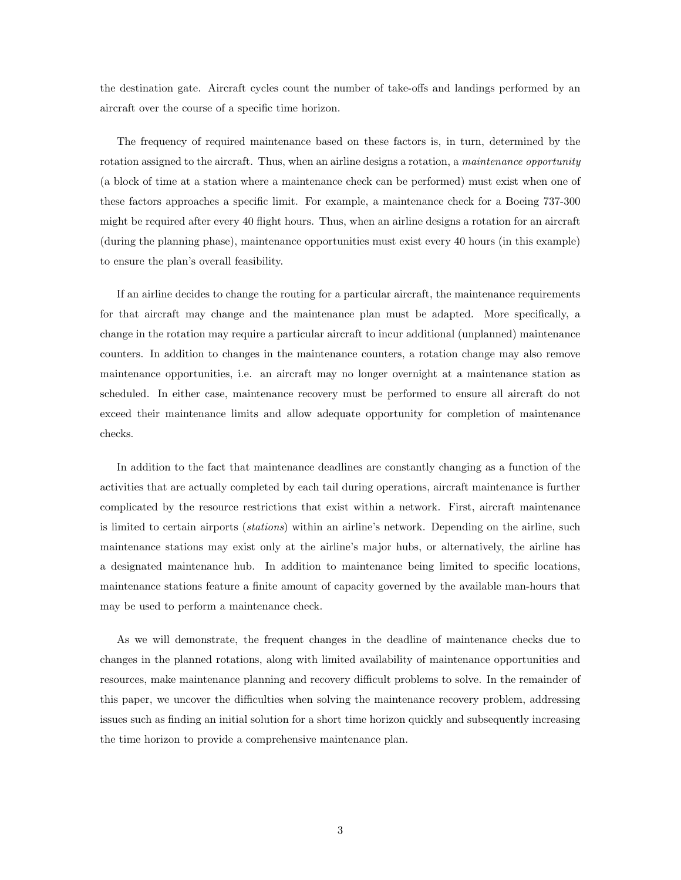the destination gate. Aircraft cycles count the number of take-offs and landings performed by an aircraft over the course of a specific time horizon.

The frequency of required maintenance based on these factors is, in turn, determined by the rotation assigned to the aircraft. Thus, when an airline designs a rotation, a *maintenance opportunity* (a block of time at a station where a maintenance check can be performed) must exist when one of these factors approaches a specific limit. For example, a maintenance check for a Boeing 737-300 might be required after every 40 flight hours. Thus, when an airline designs a rotation for an aircraft (during the planning phase), maintenance opportunities must exist every 40 hours (in this example) to ensure the plan's overall feasibility.

If an airline decides to change the routing for a particular aircraft, the maintenance requirements for that aircraft may change and the maintenance plan must be adapted. More specifically, a change in the rotation may require a particular aircraft to incur additional (unplanned) maintenance counters. In addition to changes in the maintenance counters, a rotation change may also remove maintenance opportunities, i.e. an aircraft may no longer overnight at a maintenance station as scheduled. In either case, maintenance recovery must be performed to ensure all aircraft do not exceed their maintenance limits and allow adequate opportunity for completion of maintenance checks.

In addition to the fact that maintenance deadlines are constantly changing as a function of the activities that are actually completed by each tail during operations, aircraft maintenance is further complicated by the resource restrictions that exist within a network. First, aircraft maintenance is limited to certain airports (*stations*) within an airline's network. Depending on the airline, such maintenance stations may exist only at the airline's major hubs, or alternatively, the airline has a designated maintenance hub. In addition to maintenance being limited to specific locations, maintenance stations feature a finite amount of capacity governed by the available man-hours that may be used to perform a maintenance check.

As we will demonstrate, the frequent changes in the deadline of maintenance checks due to changes in the planned rotations, along with limited availability of maintenance opportunities and resources, make maintenance planning and recovery difficult problems to solve. In the remainder of this paper, we uncover the difficulties when solving the maintenance recovery problem, addressing issues such as finding an initial solution for a short time horizon quickly and subsequently increasing the time horizon to provide a comprehensive maintenance plan.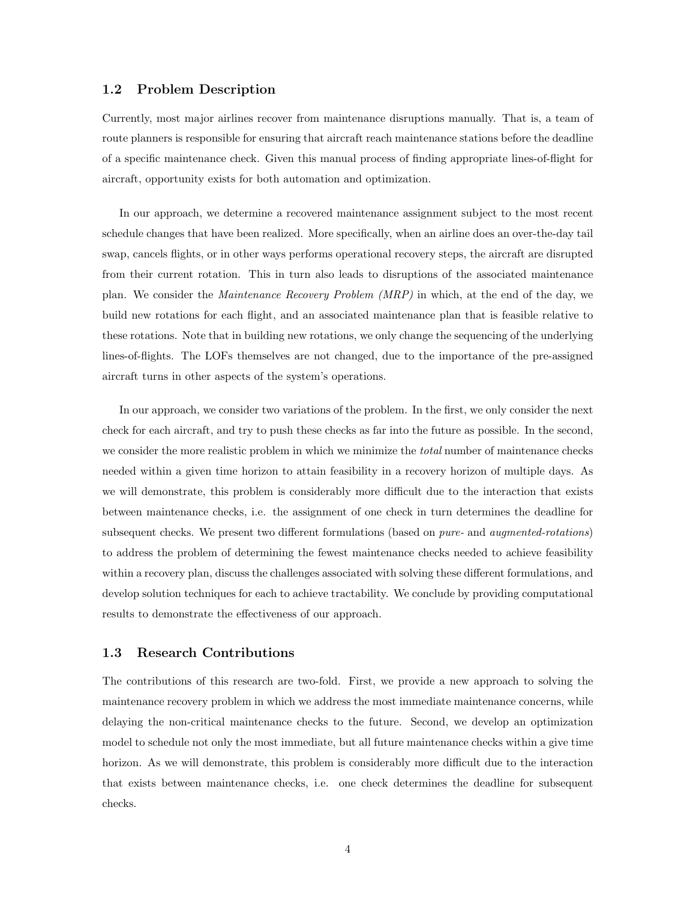## 1.2 Problem Description

Currently, most major airlines recover from maintenance disruptions manually. That is, a team of route planners is responsible for ensuring that aircraft reach maintenance stations before the deadline of a specific maintenance check. Given this manual process of finding appropriate lines-of-flight for aircraft, opportunity exists for both automation and optimization.

In our approach, we determine a recovered maintenance assignment subject to the most recent schedule changes that have been realized. More specifically, when an airline does an over-the-day tail swap, cancels flights, or in other ways performs operational recovery steps, the aircraft are disrupted from their current rotation. This in turn also leads to disruptions of the associated maintenance plan. We consider the *Maintenance Recovery Problem (MRP)* in which, at the end of the day, we build new rotations for each flight, and an associated maintenance plan that is feasible relative to these rotations. Note that in building new rotations, we only change the sequencing of the underlying lines-of-flights. The LOFs themselves are not changed, due to the importance of the pre-assigned aircraft turns in other aspects of the system's operations.

In our approach, we consider two variations of the problem. In the first, we only consider the next check for each aircraft, and try to push these checks as far into the future as possible. In the second, we consider the more realistic problem in which we minimize the *total* number of maintenance checks needed within a given time horizon to attain feasibility in a recovery horizon of multiple days. As we will demonstrate, this problem is considerably more difficult due to the interaction that exists between maintenance checks, i.e. the assignment of one check in turn determines the deadline for subsequent checks. We present two different formulations (based on *pure-* and *augmented-rotations*) to address the problem of determining the fewest maintenance checks needed to achieve feasibility within a recovery plan, discuss the challenges associated with solving these different formulations, and develop solution techniques for each to achieve tractability. We conclude by providing computational results to demonstrate the effectiveness of our approach.

## 1.3 Research Contributions

The contributions of this research are two-fold. First, we provide a new approach to solving the maintenance recovery problem in which we address the most immediate maintenance concerns, while delaying the non-critical maintenance checks to the future. Second, we develop an optimization model to schedule not only the most immediate, but all future maintenance checks within a give time horizon. As we will demonstrate, this problem is considerably more difficult due to the interaction that exists between maintenance checks, i.e. one check determines the deadline for subsequent checks.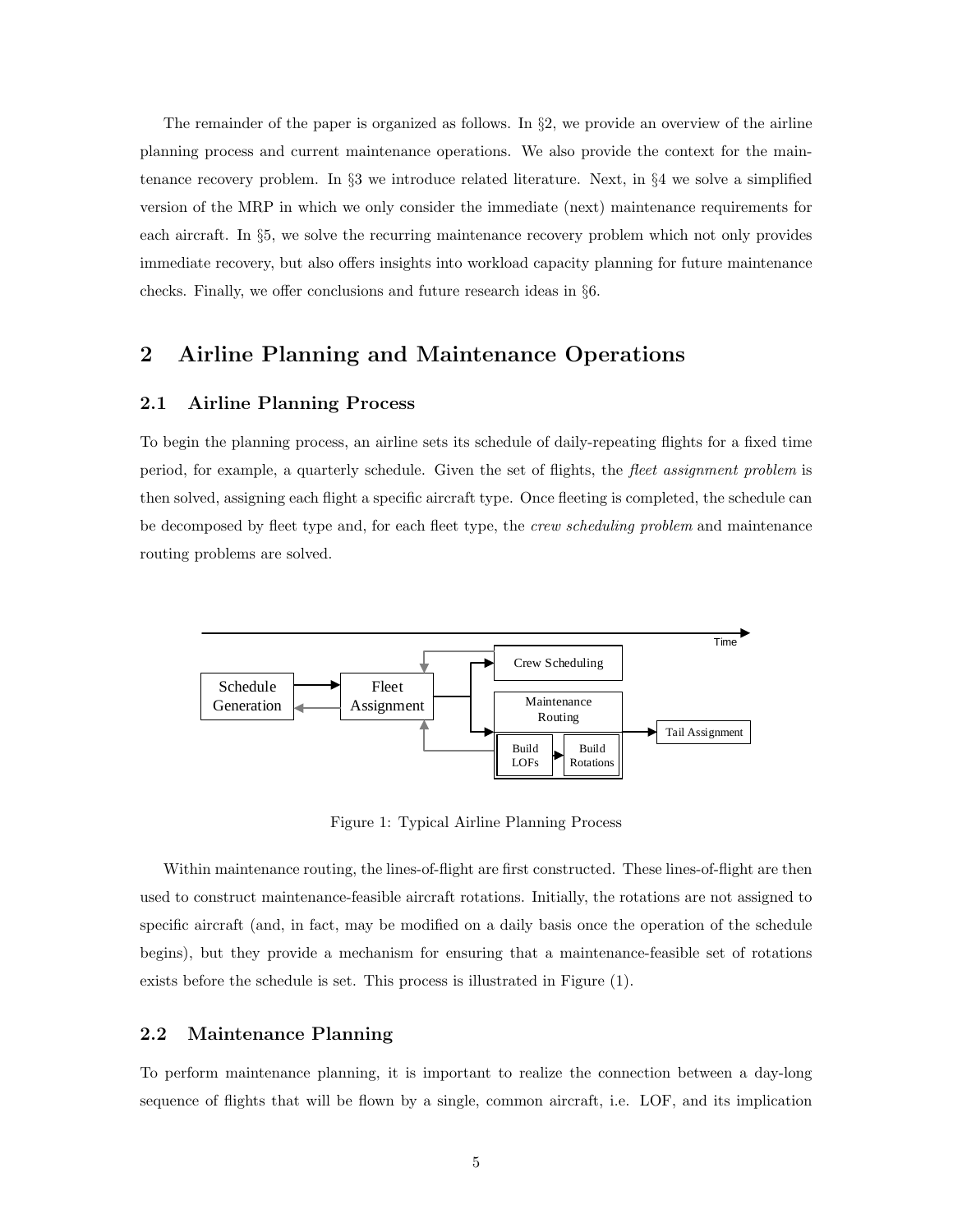The remainder of the paper is organized as follows. In §2, we provide an overview of the airline planning process and current maintenance operations. We also provide the context for the maintenance recovery problem. In §3 we introduce related literature. Next, in §4 we solve a simplified version of the MRP in which we only consider the immediate (next) maintenance requirements for each aircraft. In §5, we solve the recurring maintenance recovery problem which not only provides immediate recovery, but also offers insights into workload capacity planning for future maintenance checks. Finally, we offer conclusions and future research ideas in §6.

## 2 Airline Planning and Maintenance Operations

### 2.1 Airline Planning Process

To begin the planning process, an airline sets its schedule of daily-repeating flights for a fixed time period, for example, a quarterly schedule. Given the set of flights, the *fleet assignment problem* is then solved, assigning each flight a specific aircraft type. Once fleeting is completed, the schedule can be decomposed by fleet type and, for each fleet type, the *crew scheduling problem* and maintenance routing problems are solved.

Figure 1: Typical Airline Planning Process

Within maintenance routing, the lines-of-flight are first constructed. These lines-of-flight are then used to construct maintenance-feasible aircraft rotations. Initially, the rotations are not assigned to specific aircraft (and, in fact, may be modified on a daily basis once the operation of the schedule begins), but they provide a mechanism for ensuring that a maintenance-feasible set of rotations exists before the schedule is set. This process is illustrated in Figure (1).

### 2.2 Maintenance Planning

To perform maintenance planning, it is important to realize the connection between a day-long sequence of flights that will be flown by a single, common aircraft, i.e. LOF, and its implication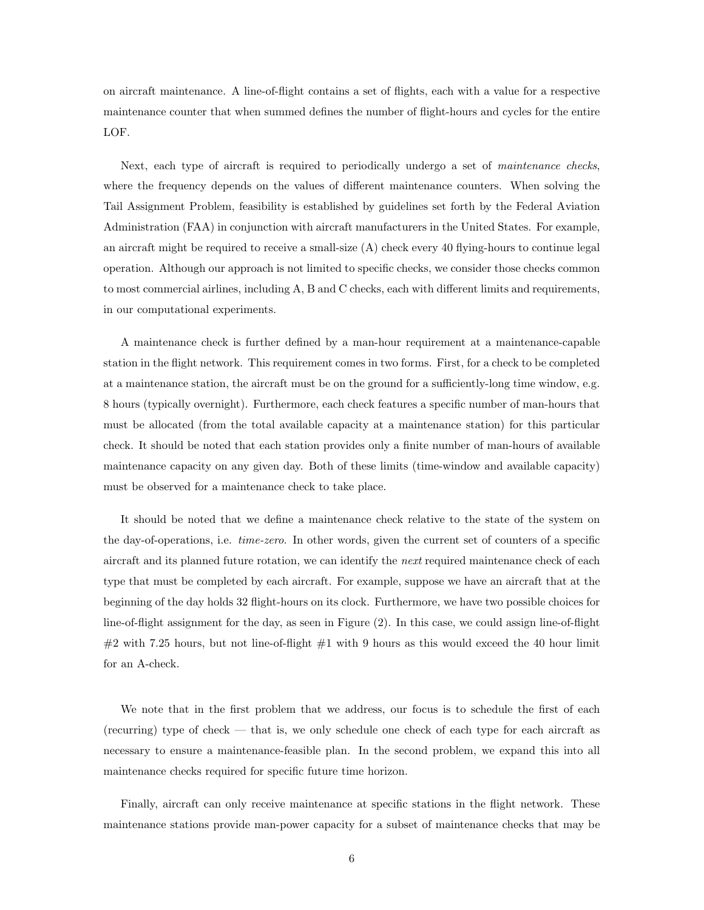on aircraft maintenance. A line-of-flight contains a set of flights, each with a value for a respective maintenance counter that when summed defines the number of flight-hours and cycles for the entire LOF.

Next, each type of aircraft is required to periodically undergo a set of *maintenance checks*, where the frequency depends on the values of different maintenance counters. When solving the Tail Assignment Problem, feasibility is established by guidelines set forth by the Federal Aviation Administration (FAA) in conjunction with aircraft manufacturers in the United States. For example, an aircraft might be required to receive a small-size (A) check every 40 flying-hours to continue legal operation. Although our approach is not limited to specific checks, we consider those checks common to most commercial airlines, including A, B and C checks, each with different limits and requirements, in our computational experiments.

A maintenance check is further defined by a man-hour requirement at a maintenance-capable station in the flight network. This requirement comes in two forms. First, for a check to be completed at a maintenance station, the aircraft must be on the ground for a sufficiently-long time window, e.g. 8 hours (typically overnight). Furthermore, each check features a specific number of man-hours that must be allocated (from the total available capacity at a maintenance station) for this particular check. It should be noted that each station provides only a finite number of man-hours of available maintenance capacity on any given day. Both of these limits (time-window and available capacity) must be observed for a maintenance check to take place.

It should be noted that we define a maintenance check relative to the state of the system on the day-of-operations, i.e. *time-zero*. In other words, given the current set of counters of a specific aircraft and its planned future rotation, we can identify the *next* required maintenance check of each type that must be completed by each aircraft. For example, suppose we have an aircraft that at the beginning of the day holds 32 flight-hours on its clock. Furthermore, we have two possible choices for line-of-flight assignment for the day, as seen in Figure (2). In this case, we could assign line-of-flight #2 with 7.25 hours, but not line-of-flight #1 with 9 hours as this would exceed the 40 hour limit for an A-check.

We note that in the first problem that we address, our focus is to schedule the first of each (recurring) type of check — that is, we only schedule one check of each type for each aircraft as necessary to ensure a maintenance-feasible plan. In the second problem, we expand this into all maintenance checks required for specific future time horizon.

Finally, aircraft can only receive maintenance at specific stations in the flight network. These maintenance stations provide man-power capacity for a subset of maintenance checks that may be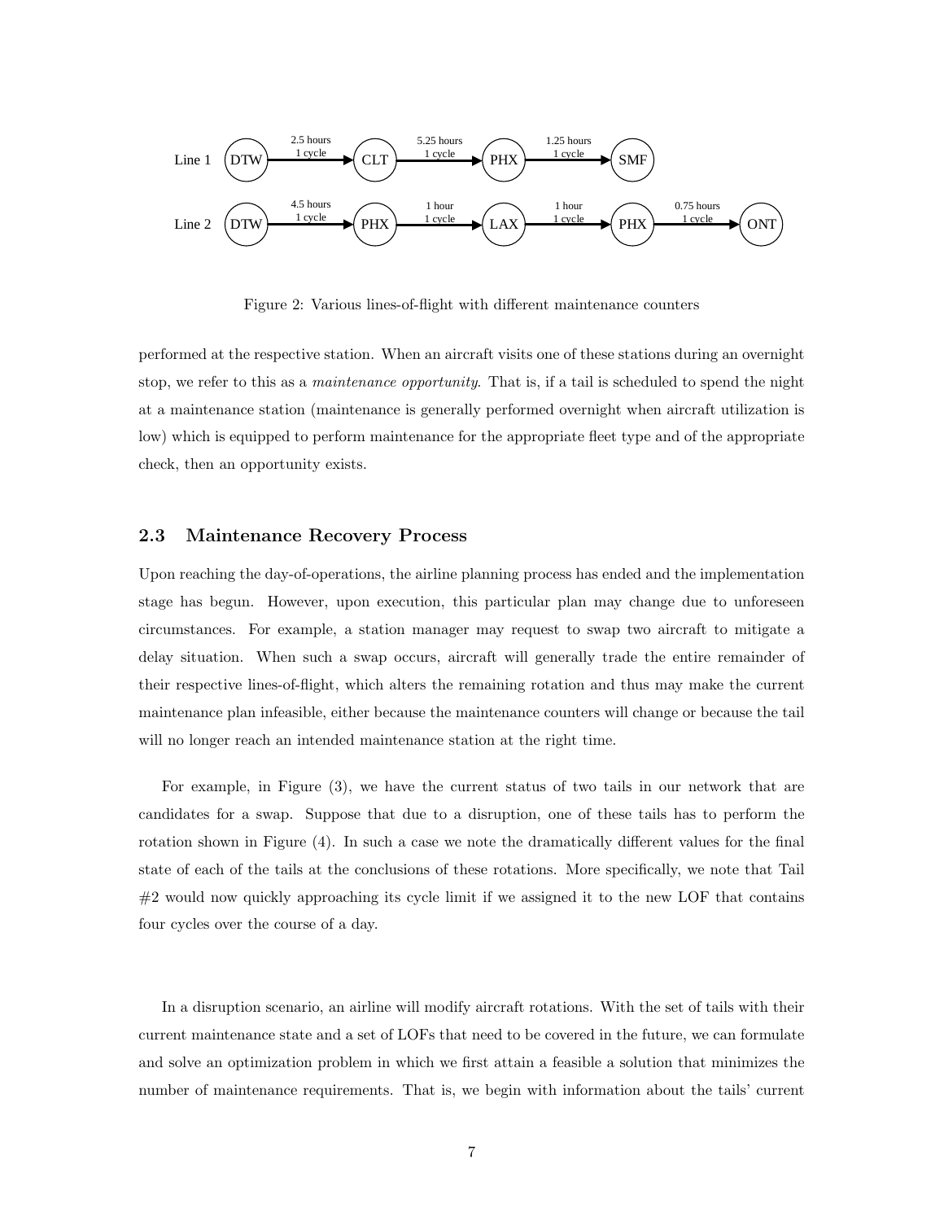Line 1: DTW → (2.5 hours, 1 cycle) → CLT → (5.25 hours, 1 cycle) → PHX → (1.25 hours, 1 cycle) → SMF

Line 2: DTW → (4.5 hours, 1 cycle) → PHX → (1 hour, 1 cycle) → LAX → (1 hour, 1 cycle) → PHX → (0.75 hours, 1 cycle) → ONT

Figure 2: Various lines-of-flight with different maintenance counters

performed at the respective station. When an aircraft visits one of these stations during an overnight stop, we refer to this as a *maintenance opportunity*. That is, if a tail is scheduled to spend the night at a maintenance station (maintenance is generally performed overnight when aircraft utilization is low) which is equipped to perform maintenance for the appropriate fleet type and of the appropriate check, then an opportunity exists.

## 2.3 Maintenance Recovery Process

Upon reaching the day-of-operations, the airline planning process has ended and the implementation stage has begun. However, upon execution, this particular plan may change due to unforeseen circumstances. For example, a station manager may request to swap two aircraft to mitigate a delay situation. When such a swap occurs, aircraft will generally trade the entire remainder of their respective lines-of-flight, which alters the remaining rotation and thus may make the current maintenance plan infeasible, either because the maintenance counters will change or because the tail will no longer reach an intended maintenance station at the right time.

For example, in Figure (3), we have the current status of two tails in our network that are candidates for a swap. Suppose that due to a disruption, one of these tails has to perform the rotation shown in Figure (4). In such a case we note the dramatically different values for the final state of each of the tails at the conclusions of these rotations. More specifically, we note that Tail #2 would now quickly approaching its cycle limit if we assigned it to the new LOF that contains four cycles over the course of a day.

In a disruption scenario, an airline will modify aircraft rotations. With the set of tails with their current maintenance state and a set of LOFs that need to be covered in the future, we can formulate and solve an optimization problem in which we first attain a feasible solution that minimizes the number of maintenance requirements. That is, we begin with information about the tails' current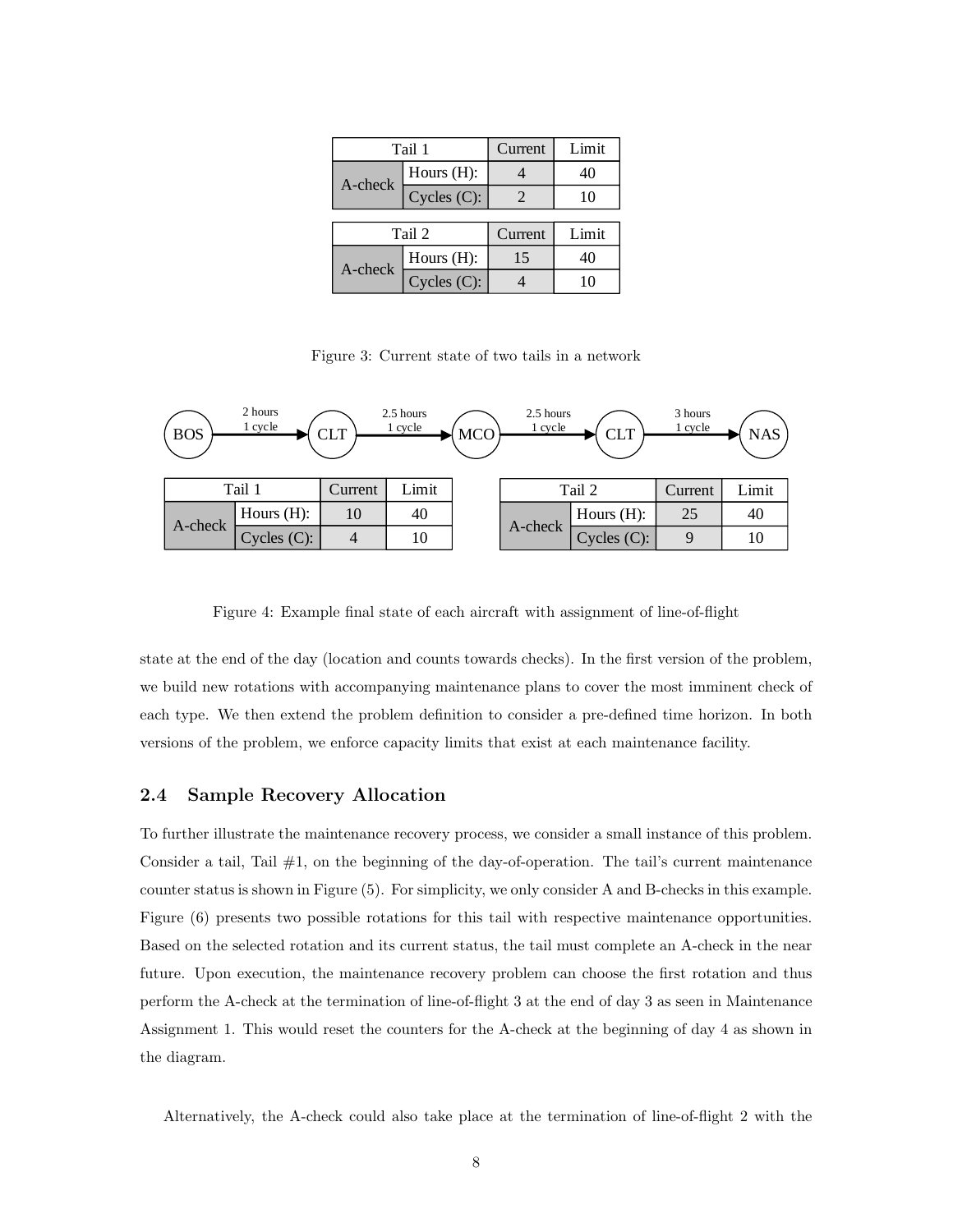| Tail 1 | | Current | Limit |
|---|---|---|---|
| A-check | Hours (H): | 4 | 40 |
| | Cycles (C): | 2 | 10 |

| Tail 2 | | Current | Limit |
|---|---|---|---|
| A-check | Hours (H): | 15 | 40 |
| | Cycles (C): | 4 | 10 |

Figure 3: Current state of two tails in a network

BOS → (2 hours, 1 cycle) → CLT → (2.5 hours, 1 cycle) → MCO → (2.5 hours, 1 cycle) → CLT → (3 hours, 1 cycle) → NAS

| Tail 1 | | Current | Limit |
|---|---|---|---|
| A-check | Hours (H): | 10 | 40 |
| | Cycles (C): | 4 | 10 |

| Tail 2 | | Current | Limit |
|---|---|---|---|
| A-check | Hours (H): | 25 | 40 |
| | Cycles (C): | 9 | 10 |

Figure 4: Example final state of each aircraft with assignment of line-of-flight

state at the end of the day (location and counts towards checks). In the first version of the problem, we build new rotations with accompanying maintenance plans to cover the most imminent check of each type. We then extend the problem definition to consider a pre-defined time horizon. In both versions of the problem, we enforce capacity limits that exist at each maintenance facility.

## 2.4 Sample Recovery Allocation

To further illustrate the maintenance recovery process, we consider a small instance of this problem. Consider a tail, Tail #1, on the beginning of the day-of-operation. The tail's current maintenance counter status is shown in Figure (5). For simplicity, we only consider A and B-checks in this example. Figure (6) presents two possible rotations for this tail with respective maintenance opportunities. Based on the selected rotation and its current status, the tail must complete an A-check in the near future. Upon execution, the maintenance recovery problem can choose the first rotation and thus perform the A-check at the termination of line-of-flight 3 at the end of day 3 as seen in Maintenance Assignment 1. This would reset the counters for the A-check at the beginning of day 4 as shown in the diagram.

Alternatively, the A-check could also take place at the termination of line-of-flight 2 with the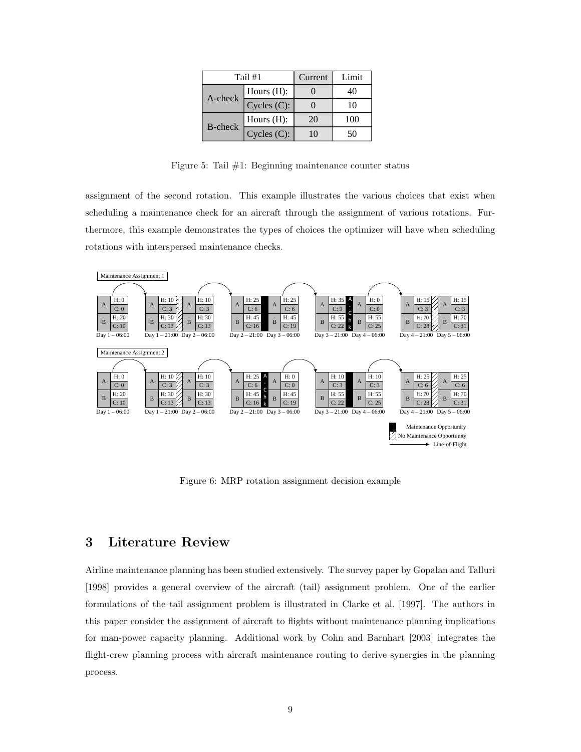| Tail #1 | | Current | Limit |
| --- | --- | --- | --- |
| A-check | Hours (H): | 0 | 40 |
| | Cycles (C): | 0 | 10 |
| B-check | Hours (H): | 20 | 100 |
| | Cycles (C): | 10 | 50 |

Figure 5: Tail #1: Beginning maintenance counter status

assignment of the second rotation. This example illustrates the various choices that exist when scheduling a maintenance check for an aircraft through the assignment of various rotations. Furthermore, this example demonstrates the types of choices the optimizer will have when scheduling rotations with interspersed maintenance checks.

Figure 6: MRP rotation assignment decision example

## 3 Literature Review

Airline maintenance planning has been studied extensively. The survey paper by Gopalan and Talluri [1998] provides a general overview of the aircraft (tail) assignment problem. One of the earlier formulations of the tail assignment problem is illustrated in Clarke et al. [1997]. The authors in this paper consider the assignment of aircraft to flights without maintenance planning implications for man-power capacity planning. Additional work by Cohn and Barnhart [2003] integrates the flight-crew planning process with aircraft maintenance routing to derive synergies in the planning process.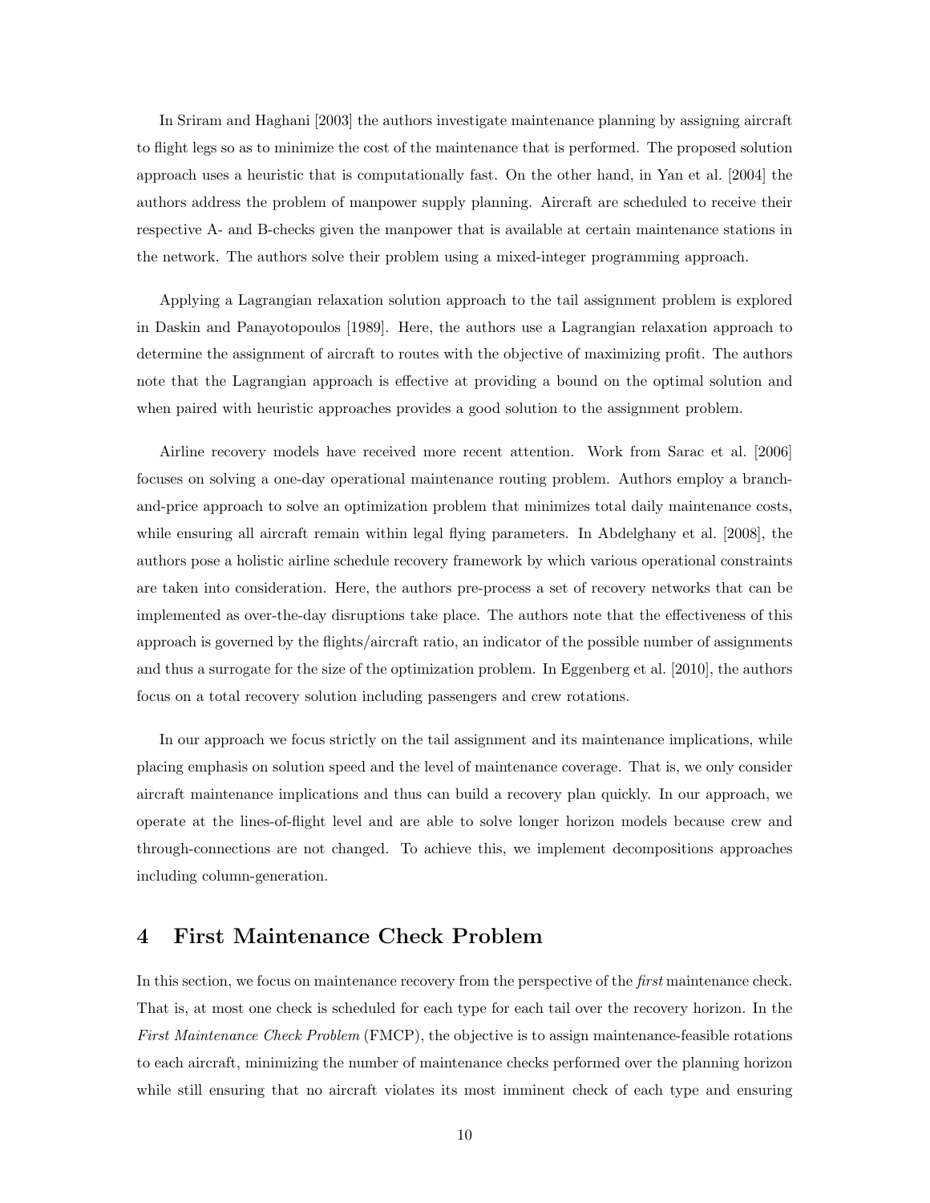In Sriram and Haghani [2003] the authors investigate maintenance planning by assigning aircraft to flight legs so as to minimize the cost of the maintenance that is performed. The proposed solution approach uses a heuristic that is computationally fast. On the other hand, in Yan et al. [2004] the authors address the problem of manpower supply planning. Aircraft are scheduled to receive their respective A- and B-checks given the manpower that is available at certain maintenance stations in the network. The authors solve their problem using a mixed-integer programming approach.

Applying a Lagrangian relaxation solution approach to the tail assignment problem is explored in Daskin and Panayotopoulos [1989]. Here, the authors use a Lagrangian relaxation approach to determine the assignment of aircraft to routes with the objective of maximizing profit. The authors note that the Lagrangian approach is effective at providing a bound on the optimal solution and when paired with heuristic approaches provides a good solution to the assignment problem.

Airline recovery models have received more recent attention. Work from Sarac et al. [2006] focuses on solving a one-day operational maintenance routing problem. Authors employ a branch-and-price approach to solve an optimization problem that minimizes total daily maintenance costs, while ensuring all aircraft remain within legal flying parameters. In Abdelghany et al. [2008], the authors pose a holistic airline schedule recovery framework by which various operational constraints are taken into consideration. Here, the authors pre-process a set of recovery networks that can be implemented as over-the-day disruptions take place. The authors note that the effectiveness of this approach is governed by the flights/aircraft ratio, an indicator of the possible number of assignments and thus a surrogate for the size of the optimization problem. In Eggenberg et al. [2010], the authors focus on a total recovery solution including passengers and crew rotations.

In our approach we focus strictly on the tail assignment and its maintenance implications, while placing emphasis on solution speed and the level of maintenance coverage. That is, we only consider aircraft maintenance implications and thus can build a recovery plan quickly. In our approach, we operate at the lines-of-flight level and are able to solve longer horizon models because crew and through-connections are not changed. To achieve this, we implement decompositions approaches including column-generation.

# 4 First Maintenance Check Problem

In this section, we focus on maintenance recovery from the perspective of the *first* maintenance check. That is, at most one check is scheduled for each type for each tail over the recovery horizon. In the *First Maintenance Check Problem* (FMCP), the objective is to assign maintenance-feasible rotations to each aircraft, minimizing the number of maintenance checks performed over the planning horizon while still ensuring that no aircraft violates its most imminent check of each type and ensuring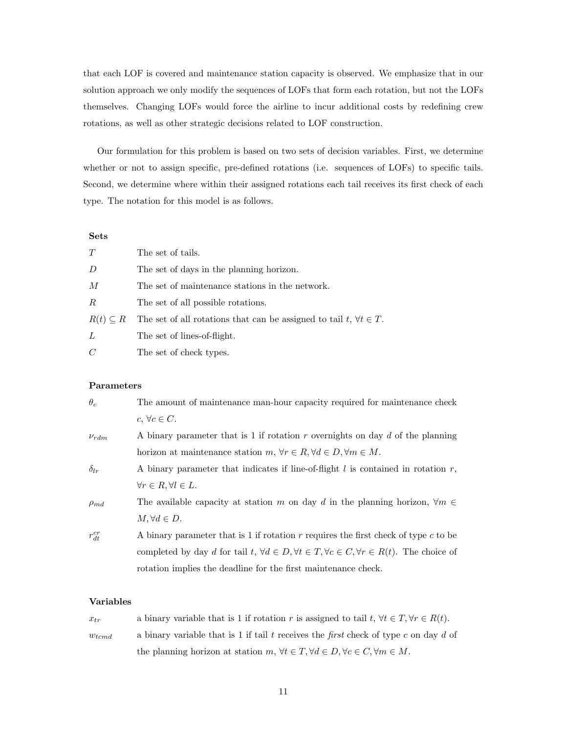that each LOF is covered and maintenance station capacity is observed. We emphasize that in our solution approach we only modify the sequences of LOFs that form each rotation, but not the LOFs themselves. Changing LOFs would force the airline to incur additional costs by redefining crew rotations, as well as other strategic decisions related to LOF construction.

Our formulation for this problem is based on two sets of decision variables. First, we determine whether or not to assign specific, pre-defined rotations (i.e. sequences of LOFs) to specific tails. Second, we determine where within their assigned rotations each tail receives its first check of each type. The notation for this model is as follows.

**Sets**

| | |
|---|---|
| $T$ | The set of tails. |
| $D$ | The set of days in the planning horizon. |
| $M$ | The set of maintenance stations in the network. |
| $R$ | The set of all possible rotations. |
| $R(t) \subseteq R$ | The set of all rotations that can be assigned to tail $t$, $\forall t \in T$. |
| $L$ | The set of lines-of-flight. |
| $C$ | The set of check types. |

**Parameters**

| | |
|---|---|
| $\theta_c$ | The amount of maintenance man-hour capacity required for maintenance check $c$, $\forall c \in C$. |
| $\nu_{rdm}$ | A binary parameter that is 1 if rotation $r$ overnights on day $d$ of the planning horizon at maintenance station $m$, $\forall r \in R, \forall d \in D, \forall m \in M$. |
| $\delta_{lr}$ | A binary parameter that indicates if line-of-flight $l$ is contained in rotation $r$, $\forall r \in R, \forall l \in L$. |
| $\rho_{md}$ | The available capacity at station $m$ on day $d$ in the planning horizon, $\forall m \in M, \forall d \in D$. |
| $r^{cr}_{dt}$ | A binary parameter that is 1 if rotation $r$ requires the first check of type $c$ to be completed by day $d$ for tail $t$, $\forall d \in D, \forall t \in T, \forall c \in C, \forall r \in R(t)$. The choice of rotation implies the deadline for the first maintenance check. |

**Variables**

| | |
|---|---|
| $x_{tr}$ | a binary variable that is 1 if rotation $r$ is assigned to tail $t$, $\forall t \in T, \forall r \in R(t)$. |
| $w_{tcmd}$ | a binary variable that is 1 if tail $t$ receives the *first* check of type $c$ on day $d$ of the planning horizon at station $m$, $\forall t \in T, \forall d \in D, \forall c \in C, \forall m \in M$. |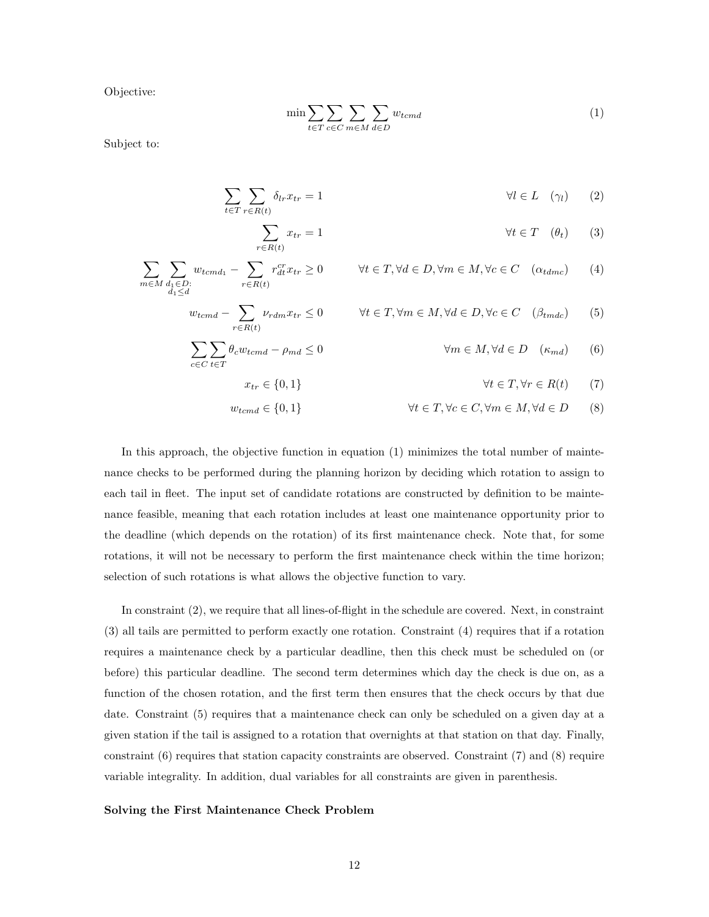Objective:

$$\min \sum_{t \in T} \sum_{c \in C} \sum_{m \in M} \sum_{d \in D} w_{tcmd} \tag{1}$$

Subject to:

$$\sum_{t \in T} \sum_{r \in R(t)} \delta_{lr} x_{tr} = 1 \qquad \forall l \in L \quad (\gamma_l) \tag{2}$$

$$\sum_{r \in R(t)} x_{tr} = 1 \qquad \forall t \in T \quad (\theta_t) \tag{3}$$

$$\sum_{m \in M} \sum_{\substack{d_1 \in D: \\ d_1 \leq d}} w_{tcmd_1} - \sum_{r \in R(t)} r_{dt}^{cr} x_{tr} \geq 0 \qquad \forall t \in T, \forall d \in D, \forall m \in M, \forall c \in C \quad (\alpha_{tdmc}) \tag{4}$$

$$w_{tcmd} - \sum_{r \in R(t)} \nu_{rdm} x_{tr} \leq 0 \qquad \forall t \in T, \forall m \in M, \forall d \in D, \forall c \in C \quad (\beta_{tmdc}) \tag{5}$$

$$\sum_{c \in C} \sum_{t \in T} \theta_c w_{tcmd} - \rho_{md} \leq 0 \qquad \forall m \in M, \forall d \in D \quad (\kappa_{md}) \tag{6}$$

$$x_{tr} \in \{0, 1\} \qquad \forall t \in T, \forall r \in R(t) \tag{7}$$

$$w_{tcmd} \in \{0, 1\} \qquad \forall t \in T, \forall c \in C, \forall m \in M, \forall d \in D \tag{8}$$

In this approach, the objective function in equation (1) minimizes the total number of maintenance checks to be performed during the planning horizon by deciding which rotation to assign to each tail in fleet. The input set of candidate rotations are constructed by definition to be maintenance feasible, meaning that each rotation includes at least one maintenance opportunity prior to the deadline (which depends on the rotation) of its first maintenance check. Note that, for some rotations, it will not be necessary to perform the first maintenance check within the time horizon; selection of such rotations is what allows the objective function to vary.

In constraint (2), we require that all lines-of-flight in the schedule are covered. Next, in constraint (3) all tails are permitted to perform exactly one rotation. Constraint (4) requires that if a rotation requires a maintenance check by a particular deadline, then this check must be scheduled on (or before) this particular deadline. The second term determines which day the check is due on, as a function of the chosen rotation, and the first term then ensures that the check occurs by that due date. Constraint (5) requires that a maintenance check can only be scheduled on a given day at a given station if the tail is assigned to a rotation that overnights at that station on that day. Finally, constraint (6) requires that station capacity constraints are observed. Constraint (7) and (8) require variable integrality. In addition, dual variables for all constraints are given in parenthesis.

**Solving the First Maintenance Check Problem**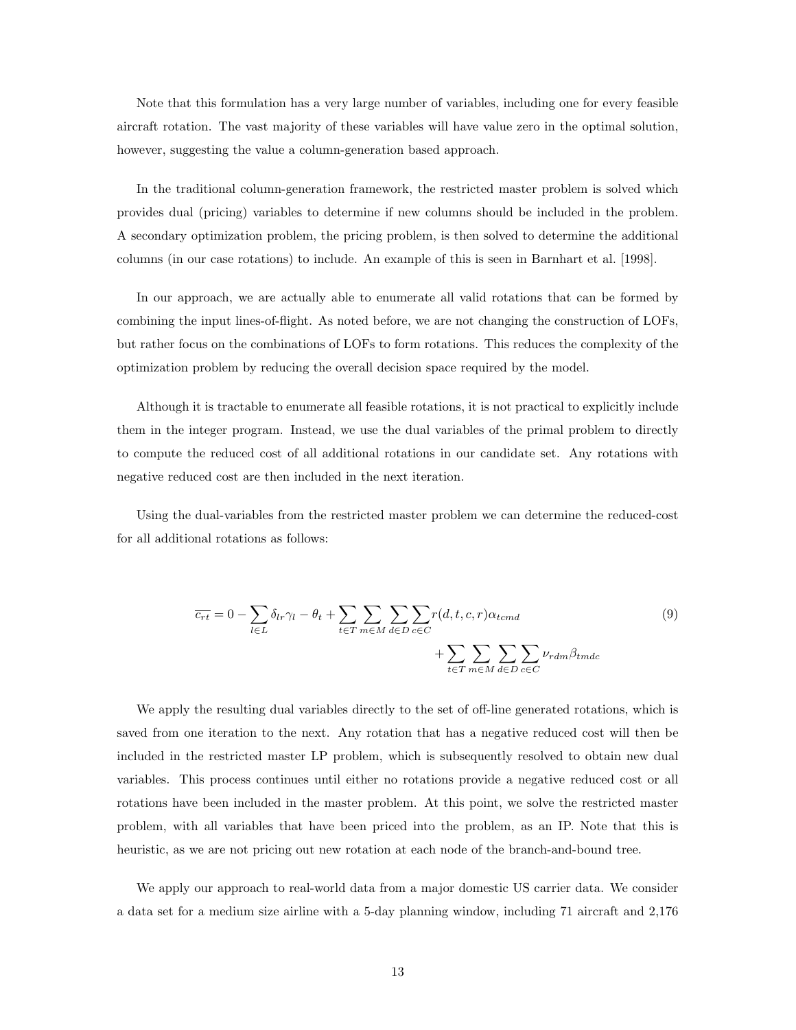Note that this formulation has a very large number of variables, including one for every feasible aircraft rotation. The vast majority of these variables will have value zero in the optimal solution, however, suggesting the value a column-generation based approach.

In the traditional column-generation framework, the restricted master problem is solved which provides dual (pricing) variables to determine if new columns should be included in the problem. A secondary optimization problem, the pricing problem, is then solved to determine the additional columns (in our case rotations) to include. An example of this is seen in Barnhart et al. [1998].

In our approach, we are actually able to enumerate all valid rotations that can be formed by combining the input lines-of-flight. As noted before, we are not changing the construction of LOFs, but rather focus on the combinations of LOFs to form rotations. This reduces the complexity of the optimization problem by reducing the overall decision space required by the model.

Although it is tractable to enumerate all feasible rotations, it is not practical to explicitly include them in the integer program. Instead, we use the dual variables of the primal problem to directly to compute the reduced cost of all additional rotations in our candidate set. Any rotations with negative reduced cost are then included in the next iteration.

Using the dual-variables from the restricted master problem we can determine the reduced-cost for all additional rotations as follows:

$$\overline{c_{rt}} = 0 - \sum_{l \in L} \delta_{lr} \gamma_l - \theta_t + \sum_{t \in T} \sum_{m \in M} \sum_{d \in D} \sum_{c \in C} r(d,t,c,r) \alpha_{tcmd} + \sum_{t \in T} \sum_{m \in M} \sum_{d \in D} \sum_{c \in C} \nu_{rdm} \beta_{tmdc} \tag{9}$$

We apply the resulting dual variables directly to the set of off-line generated rotations, which is saved from one iteration to the next. Any rotation that has a negative reduced cost will then be included in the restricted master LP problem, which is subsequently resolved to obtain new dual variables. This process continues until either no rotations provide a negative reduced cost or all rotations have been included in the master problem. At this point, we solve the restricted master problem, with all variables that have been priced into the problem, as an IP. Note that this is heuristic, as we are not pricing out new rotation at each node of the branch-and-bound tree.

We apply our approach to real-world data from a major domestic US carrier data. We consider a data set for a medium size airline with a 5-day planning window, including 71 aircraft and 2,176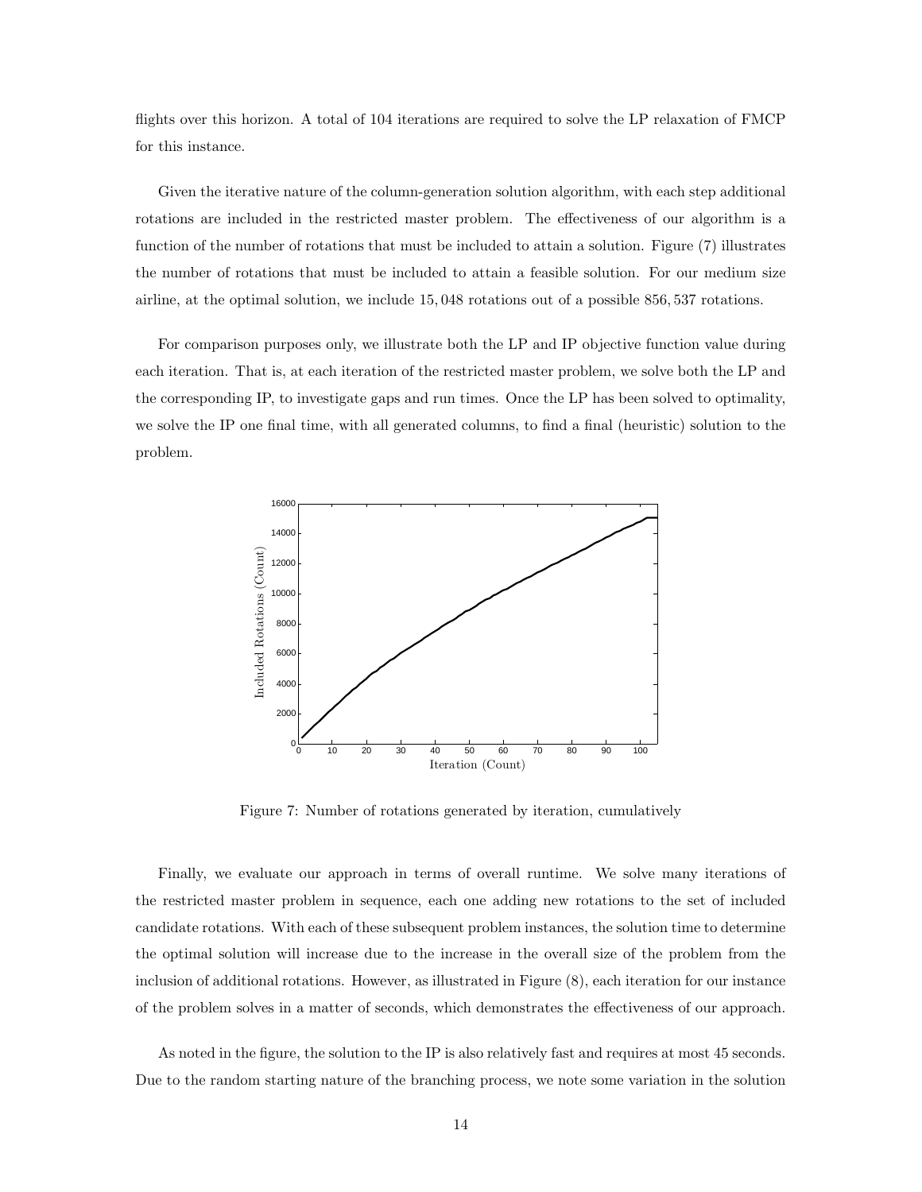flights over this horizon. A total of 104 iterations are required to solve the LP relaxation of FMCP for this instance.

Given the iterative nature of the column-generation solution algorithm, with each step additional rotations are included in the restricted master problem. The effectiveness of our algorithm is a function of the number of rotations that must be included to attain a solution. Figure (7) illustrates the number of rotations that must be included to attain a feasible solution. For our medium size airline, at the optimal solution, we include 15,048 rotations out of a possible 856,537 rotations.

For comparison purposes only, we illustrate both the LP and IP objective function value during each iteration. That is, at each iteration of the restricted master problem, we solve both the LP and the corresponding IP, to investigate gaps and run times. Once the LP has been solved to optimality, we solve the IP one final time, with all generated columns, to find a final (heuristic) solution to the problem.

Figure 7: Number of rotations generated by iteration, cumulatively

Finally, we evaluate our approach in terms of overall runtime. We solve many iterations of the restricted master problem in sequence, each one adding new rotations to the set of included candidate rotations. With each of these subsequent problem instances, the solution time to determine the optimal solution will increase due to the increase in the overall size of the problem from the inclusion of additional rotations. However, as illustrated in Figure (8), each iteration for our instance of the problem solves in a matter of seconds, which demonstrates the effectiveness of our approach.

As noted in the figure, the solution to the IP is also relatively fast and requires at most 45 seconds. Due to the random starting nature of the branching process, we note some variation in the solution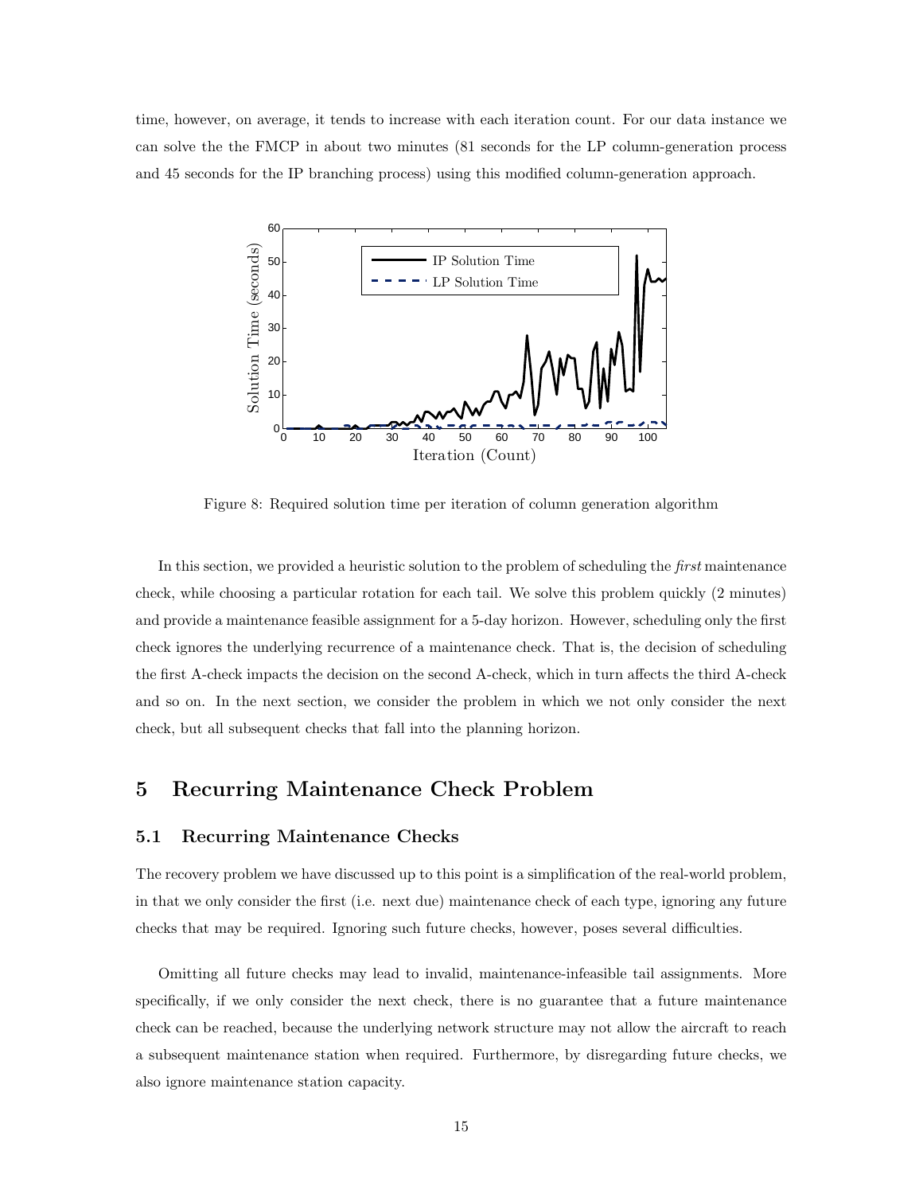time, however, on average, it tends to increase with each iteration count. For our data instance we can solve the the FMCP in about two minutes (81 seconds for the LP column-generation process and 45 seconds for the IP branching process) using this modified column-generation approach.

Figure 8: Required solution time per iteration of column generation algorithm

In this section, we provided a heuristic solution to the problem of scheduling the *first* maintenance check, while choosing a particular rotation for each tail. We solve this problem quickly (2 minutes) and provide a maintenance feasible assignment for a 5-day horizon. However, scheduling only the first check ignores the underlying recurrence of a maintenance check. That is, the decision of scheduling the first A-check impacts the decision on the second A-check, which in turn affects the third A-check and so on. In the next section, we consider the problem in which we not only consider the next check, but all subsequent checks that fall into the planning horizon.

## 5 Recurring Maintenance Check Problem

### 5.1 Recurring Maintenance Checks

The recovery problem we have discussed up to this point is a simplification of the real-world problem, in that we only consider the first (i.e. next due) maintenance check of each type, ignoring any future checks that may be required. Ignoring such future checks, however, poses several difficulties.

Omitting all future checks may lead to invalid, maintenance-infeasible tail assignments. More specifically, if we only consider the next check, there is no guarantee that a future maintenance check can be reached, because the underlying network structure may not allow the aircraft to reach a subsequent maintenance station when required. Furthermore, by disregarding future checks, we also ignore maintenance station capacity.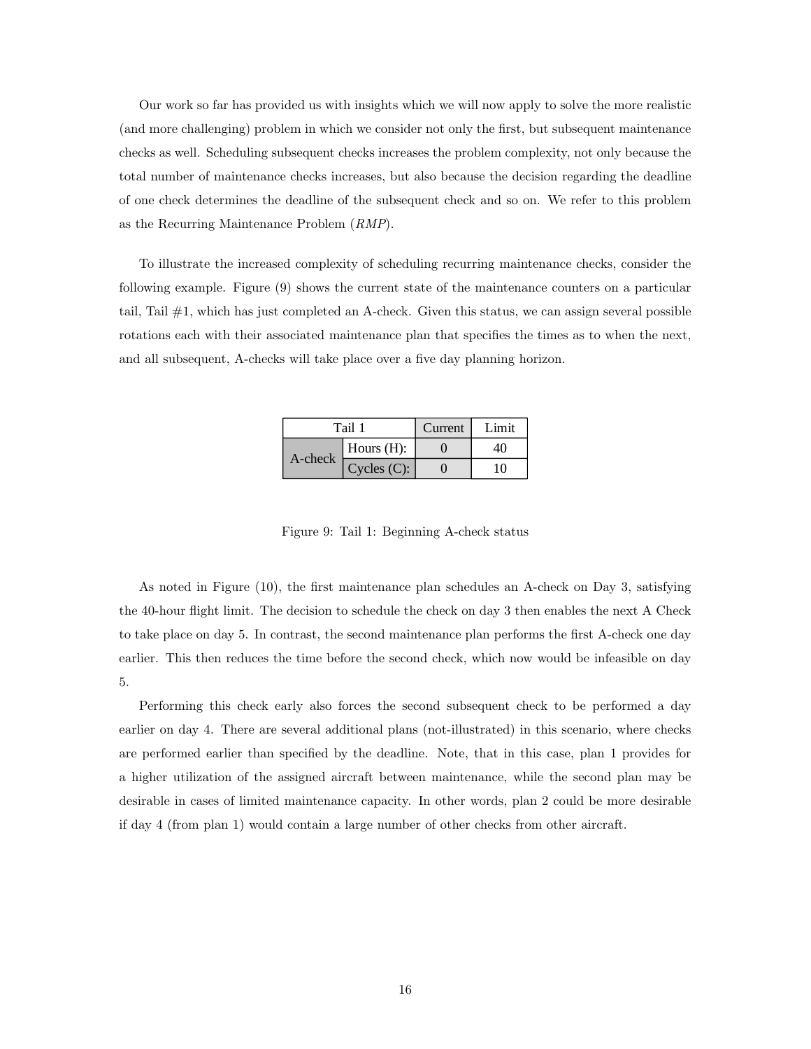Our work so far has provided us with insights which we will now apply to solve the more realistic (and more challenging) problem in which we consider not only the first, but subsequent maintenance checks as well. Scheduling subsequent checks increases the problem complexity, not only because the total number of maintenance checks increases, but also because the decision regarding the deadline of one check determines the deadline of the subsequent check and so on. We refer to this problem as the Recurring Maintenance Problem (*RMP*).

To illustrate the increased complexity of scheduling recurring maintenance checks, consider the following example. Figure (9) shows the current state of the maintenance counters on a particular tail, Tail #1, which has just completed an A-check. Given this status, we can assign several possible rotations each with their associated maintenance plan that specifies the times as to when the next, and all subsequent, A-checks will take place over a five day planning horizon.

| Tail 1 | | Current | Limit |
|---|---|---|---|
| A-check | Hours (H): | 0 | 40 |
| | Cycles (C): | 0 | 10 |

Figure 9: Tail 1: Beginning A-check status

As noted in Figure (10), the first maintenance plan schedules an A-check on Day 3, satisfying the 40-hour flight limit. The decision to schedule the check on day 3 then enables the next A Check to take place on day 5. In contrast, the second maintenance plan performs the first A-check one day earlier. This then reduces the time before the second check, which now would be infeasible on day 5.

Performing this check early also forces the second subsequent check to be performed a day earlier on day 4. There are several additional plans (not-illustrated) in this scenario, where checks are performed earlier than specified by the deadline. Note, that in this case, plan 1 provides for a higher utilization of the assigned aircraft between maintenance, while the second plan may be desirable in cases of limited maintenance capacity. In other words, plan 2 could be more desirable if day 4 (from plan 1) would contain a large number of other checks from other aircraft.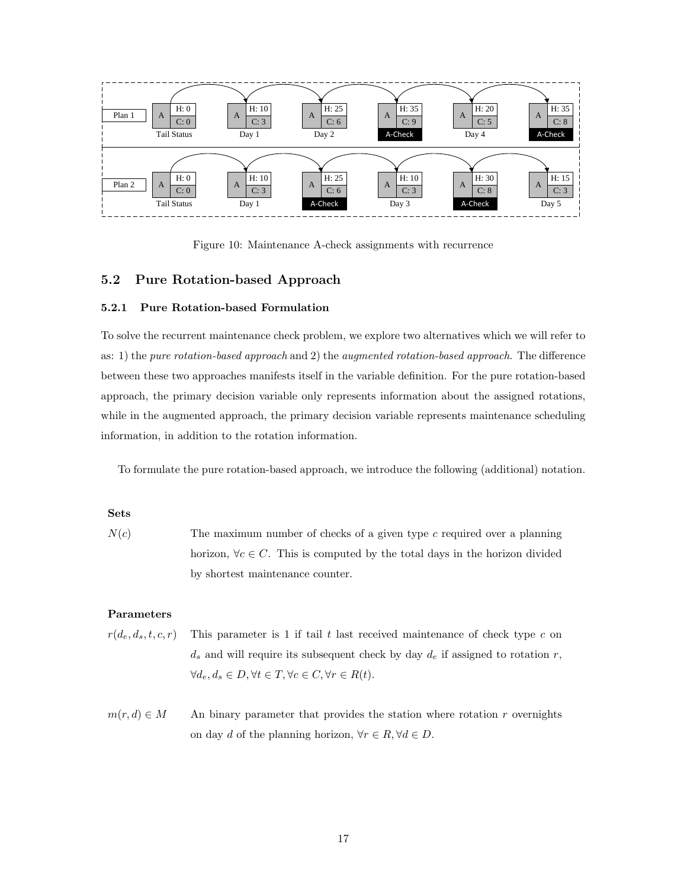Figure 10: Maintenance A-check assignments with recurrence

## 5.2 Pure Rotation-based Approach

### 5.2.1 Pure Rotation-based Formulation

To solve the recurrent maintenance check problem, we explore two alternatives which we will refer to as: 1) the *pure rotation-based approach* and 2) the *augmented rotation-based approach*. The difference between these two approaches manifests itself in the variable definition. For the pure rotation-based approach, the primary decision variable only represents information about the assigned rotations, while in the augmented approach, the primary decision variable represents maintenance scheduling information, in addition to the rotation information.

To formulate the pure rotation-based approach, we introduce the following (additional) notation.

**Sets**

$N(c)$ — The maximum number of checks of a given type $c$ required over a planning horizon, $\forall c \in C$. This is computed by the total days in the horizon divided by shortest maintenance counter.

**Parameters**

$r(d_e, d_s, t, c, r)$ — This parameter is 1 if tail $t$ last received maintenance of check type $c$ on $d_s$ and will require its subsequent check by day $d_e$ if assigned to rotation $r$, $\forall d_e, d_s \in D, \forall t \in T, \forall c \in C, \forall r \in R(t)$.

$m(r, d) \in M$ — An binary parameter that provides the station where rotation $r$ overnights on day $d$ of the planning horizon, $\forall r \in R, \forall d \in D$.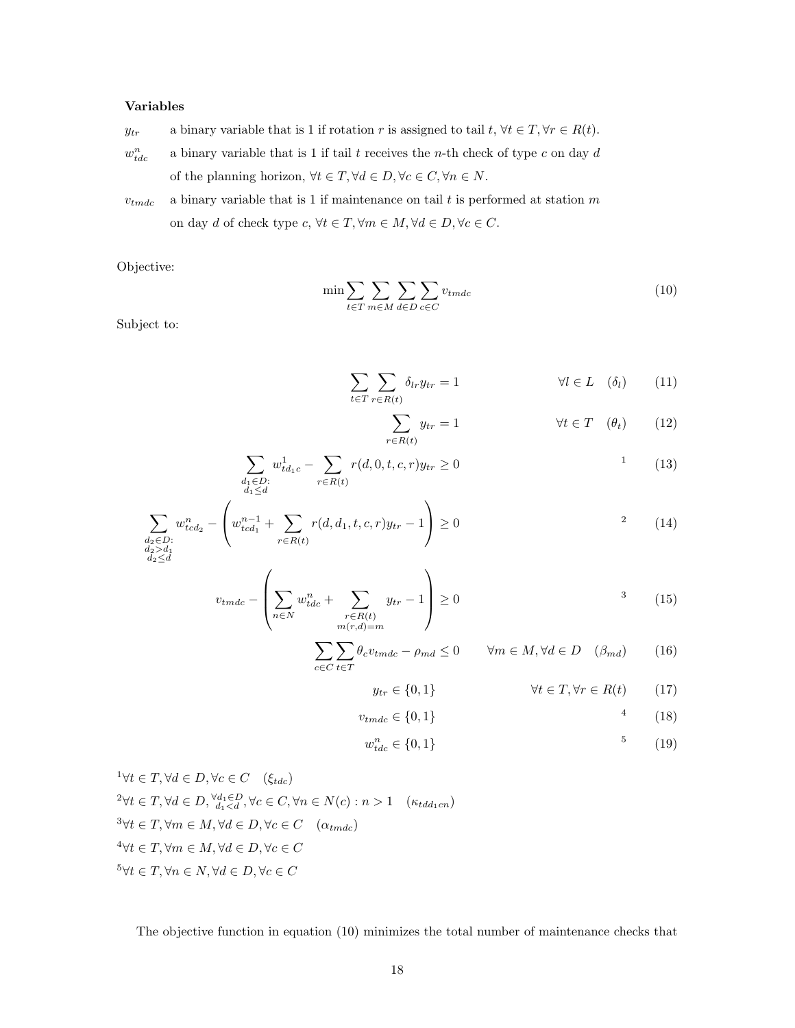**Variables**

$y_{tr}$ a binary variable that is 1 if rotation $r$ is assigned to tail $t$, $\forall t \in T, \forall r \in R(t)$.

$w^n_{tdc}$ a binary variable that is 1 if tail $t$ receives the $n$-th check of type $c$ on day $d$ of the planning horizon, $\forall t \in T, \forall d \in D, \forall c \in C, \forall n \in N$.

$v_{tmdc}$ a binary variable that is 1 if maintenance on tail $t$ is performed at station $m$ on day $d$ of check type $c$, $\forall t \in T, \forall m \in M, \forall d \in D, \forall c \in C$.

Objective:

$$\min \sum_{t \in T} \sum_{m \in M} \sum_{d \in D} \sum_{c \in C} v_{tmdc} \tag{10}$$

Subject to:

$$\sum_{t \in T} \sum_{r \in R(t)} \delta_{lr} y_{tr} = 1 \qquad \forall l \in L \quad (\delta_l) \tag{11}$$

$$\sum_{r \in R(t)} y_{tr} = 1 \qquad \forall t \in T \quad (\theta_t) \tag{12}$$

$$\sum_{\substack{d_1 \in D: \\ d_1 \le d}} w^1_{td_1c} - \sum_{r \in R(t)} r(d, 0, t, c, r) y_{tr} \ge 0 \qquad ^1 \tag{13}$$

$$\sum_{\substack{d_2 \in D: \\ d_2 > d_1 \\ d_2 \le d}} w^n_{tcd_2} - \left( w^{n-1}_{tcd_1} + \sum_{r \in R(t)} r(d, d_1, t, c, r) y_{tr} - 1 \right) \ge 0 \qquad ^2 \tag{14}$$

$$v_{tmdc} - \left( \sum_{n \in N} w^n_{tdc} + \sum_{\substack{r \in R(t) \\ m(r,d) = m}} y_{tr} - 1 \right) \ge 0 \qquad ^3 \tag{15}$$

$$\sum_{c \in C} \sum_{t \in T} \theta_c v_{tmdc} - \rho_{md} \le 0 \qquad \forall m \in M, \forall d \in D \quad (\beta_{md}) \tag{16}$$

$$y_{tr} \in \{0, 1\} \qquad \forall t \in T, \forall r \in R(t) \tag{17}$$

$$v_{tmdc} \in \{0, 1\} \qquad ^4 \tag{18}$$

$$w^n_{tdc} \in \{0, 1\} \qquad ^5 \tag{19}$$

[1] $\forall t \in T, \forall d \in D, \forall c \in C \quad (\xi_{tdc})$

[2] $\forall t \in T, \forall d \in D, \forall_{d_1 < d}^{d_1 \in D}, \forall c \in C, \forall n \in N(c) : n > 1 \quad (\kappa_{tdd_1cn})$

[3] $\forall t \in T, \forall m \in M, \forall d \in D, \forall c \in C \quad (\alpha_{tmdc})$

[4] $\forall t \in T, \forall m \in M, \forall d \in D, \forall c \in C$

[5] $\forall t \in T, \forall n \in N, \forall d \in D, \forall c \in C$

The objective function in equation (10) minimizes the total number of maintenance checks that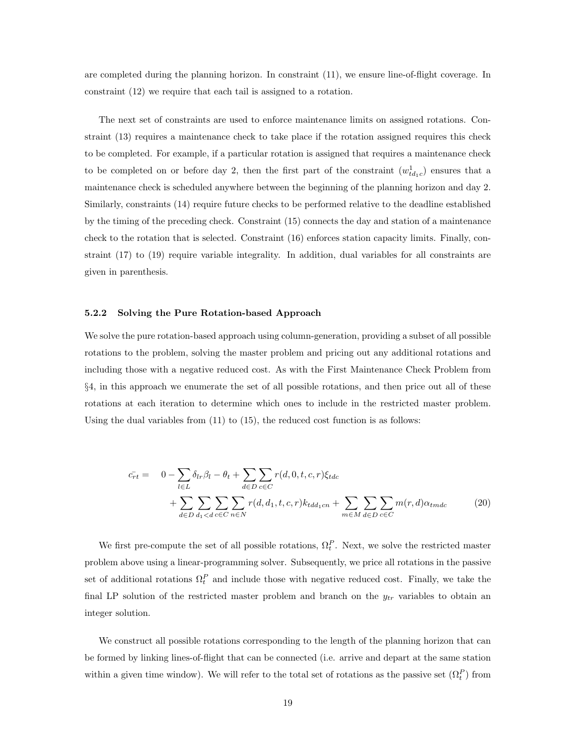are completed during the planning horizon. In constraint (11), we ensure line-of-flight coverage. In constraint (12) we require that each tail is assigned to a rotation.

The next set of constraints are used to enforce maintenance limits on assigned rotations. Constraint (13) requires a maintenance check to take place if the rotation assigned requires this check to be completed. For example, if a particular rotation is assigned that requires a maintenance check to be completed on or before day 2, then the first part of the constraint ($w^1_{td_1c}$) ensures that a maintenance check is scheduled anywhere between the beginning of the planning horizon and day 2. Similarly, constraints (14) require future checks to be performed relative to the deadline established by the timing of the preceding check. Constraint (15) connects the day and station of a maintenance check to the rotation that is selected. Constraint (16) enforces station capacity limits. Finally, constraint (17) to (19) require variable integrality. In addition, dual variables for all constraints are given in parenthesis.

### 5.2.2 Solving the Pure Rotation-based Approach

We solve the pure rotation-based approach using column-generation, providing a subset of all possible rotations to the problem, solving the master problem and pricing out any additional rotations and including those with a negative reduced cost. As with the First Maintenance Check Problem from §4, in this approach we enumerate the set of all possible rotations, and then price out all of these rotations at each iteration to determine which ones to include in the restricted master problem. Using the dual variables from (11) to (15), the reduced cost function is as follows:

$$
\begin{aligned}
\bar{c_{rt}} = \quad & 0 - \sum_{l \in L} \delta_{lr} \beta_l - \theta_t + \sum_{d \in D} \sum_{c \in C} r(d, 0, t, c, r) \xi_{tdc} \\
& + \sum_{d \in D} \sum_{d_1 < d} \sum_{c \in C} \sum_{n \in N} r(d, d_1, t, c, r) k_{tdd_1cn} + \sum_{m \in M} \sum_{d \in D} \sum_{c \in C} m(r, d) \alpha_{tmdc}
\end{aligned}
\tag{20}
$$

We first pre-compute the set of all possible rotations, $\Omega^P_t$. Next, we solve the restricted master problem above using a linear-programming solver. Subsequently, we price all rotations in the passive set of additional rotations $\Omega^P_t$ and include those with negative reduced cost. Finally, we take the final LP solution of the restricted master problem and branch on the $y_{tr}$ variables to obtain an integer solution.

We construct all possible rotations corresponding to the length of the planning horizon that can be formed by linking lines-of-flight that can be connected (i.e. arrive and depart at the same station within a given time window). We will refer to the total set of rotations as the passive set ($\Omega^P_t$) from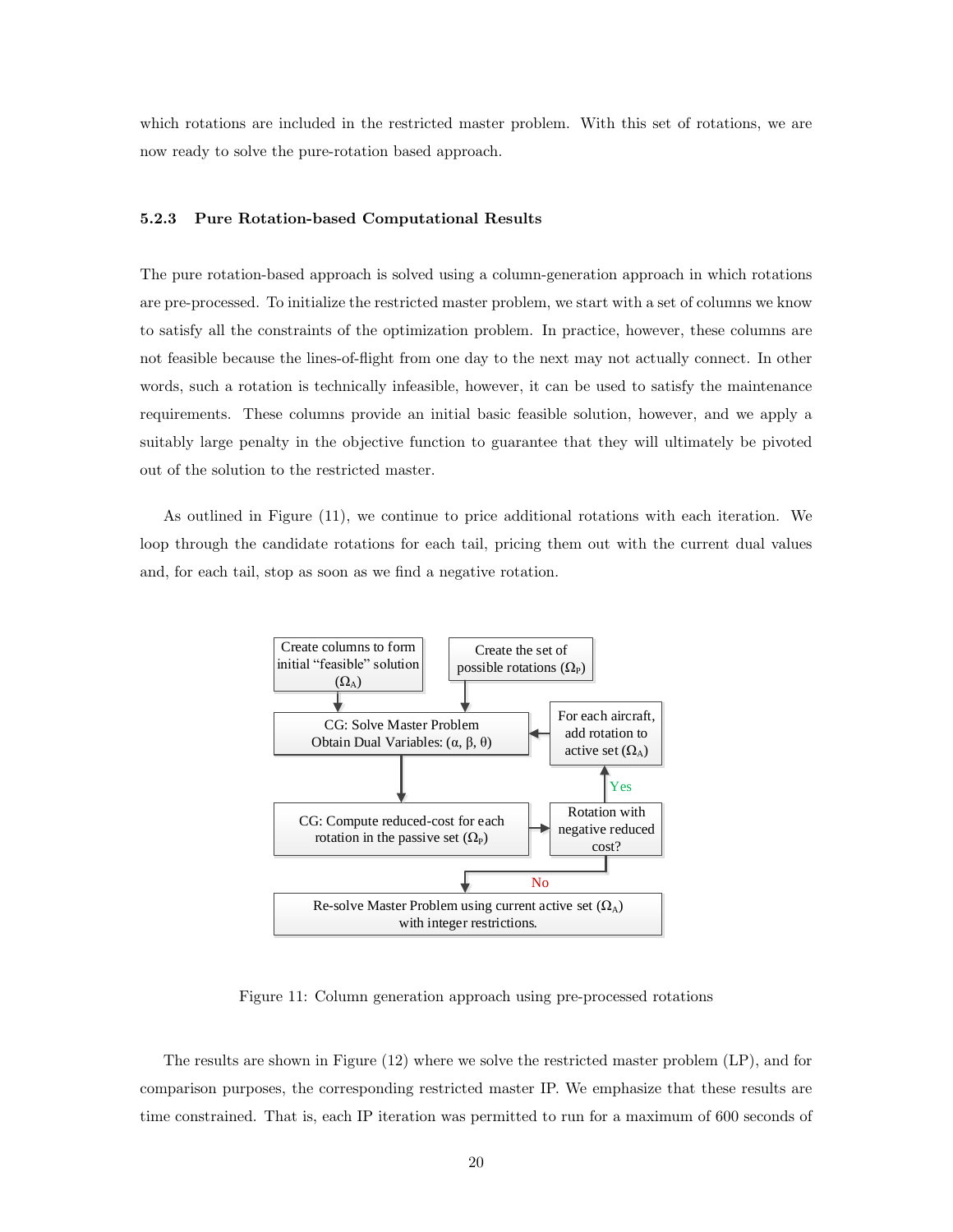which rotations are included in the restricted master problem. With this set of rotations, we are now ready to solve the pure-rotation based approach.

### 5.2.3 Pure Rotation-based Computational Results

The pure rotation-based approach is solved using a column-generation approach in which rotations are pre-processed. To initialize the restricted master problem, we start with a set of columns we know to satisfy all the constraints of the optimization problem. In practice, however, these columns are not feasible because the lines-of-flight from one day to the next may not actually connect. In other words, such a rotation is technically infeasible, however, it can be used to satisfy the maintenance requirements. These columns provide an initial basic feasible solution, however, and we apply a suitably large penalty in the objective function to guarantee that they will ultimately be pivoted out of the solution to the restricted master.

As outlined in Figure (11), we continue to price additional rotations with each iteration. We loop through the candidate rotations for each tail, pricing them out with the current dual values and, for each tail, stop as soon as we find a negative rotation.

Create columns to form initial "feasible" solution ($\Omega_A$)

Create the set of possible rotations ($\Omega_P$)

CG: Solve Master Problem Obtain Dual Variables: ($\alpha$, $\beta$, $\theta$)

For each aircraft, add rotation to active set ($\Omega_A$)

Yes

CG: Compute reduced-cost for each rotation in the passive set ($\Omega_P$)

Rotation with negative reduced cost?

No

Re-solve Master Problem using current active set ($\Omega_A$) with integer restrictions.

Figure 11: Column generation approach using pre-processed rotations

The results are shown in Figure (12) where we solve the restricted master problem (LP), and for comparison purposes, the corresponding restricted master IP. We emphasize that these results are time constrained. That is, each IP iteration was permitted to run for a maximum of 600 seconds of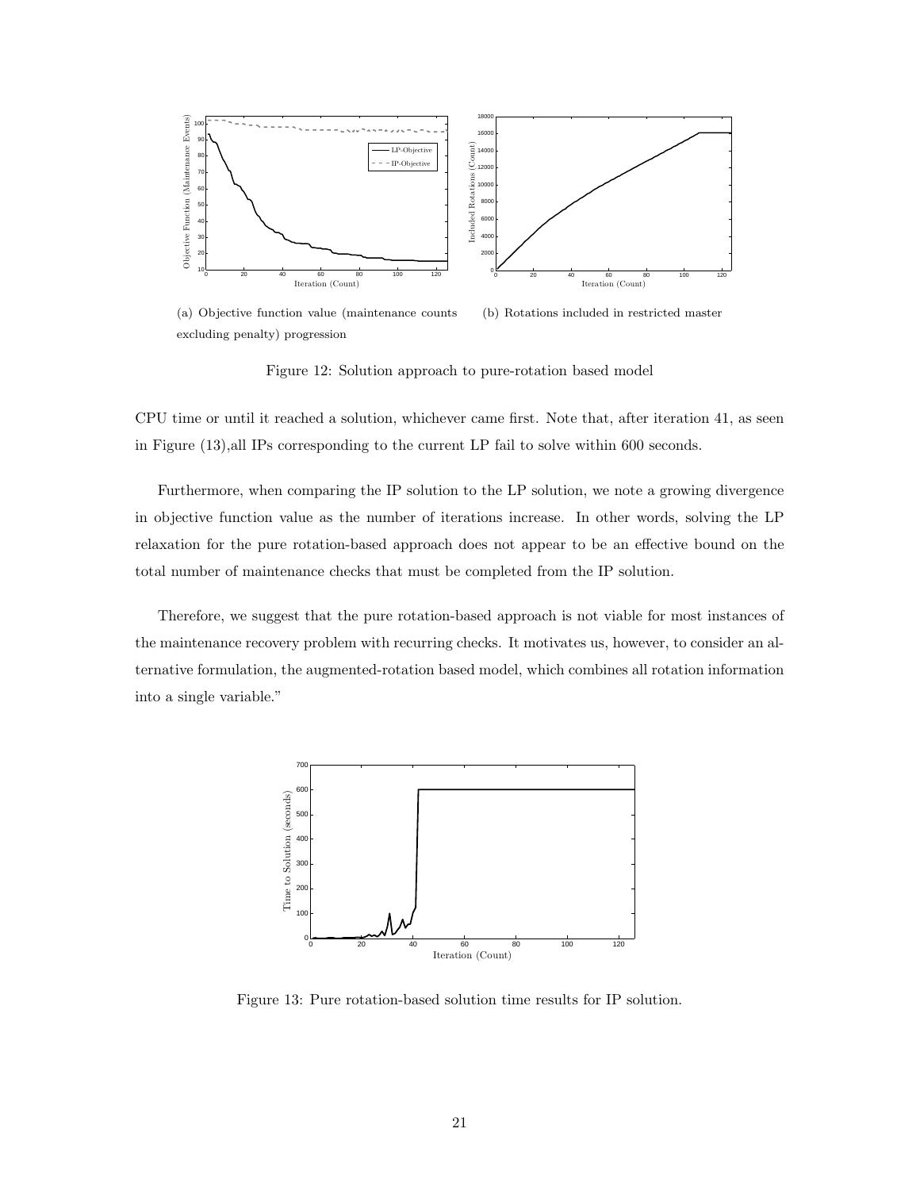(a) Objective function value (maintenance counts excluding penalty) progression

(b) Rotations included in restricted master

Figure 12: Solution approach to pure-rotation based model

CPU time or until it reached a solution, whichever came first. Note that, after iteration 41, as seen in Figure (13),all IPs corresponding to the current LP fail to solve within 600 seconds.

Furthermore, when comparing the IP solution to the LP solution, we note a growing divergence in objective function value as the number of iterations increase. In other words, solving the LP relaxation for the pure rotation-based approach does not appear to be an effective bound on the total number of maintenance checks that must be completed from the IP solution.

Therefore, we suggest that the pure rotation-based approach is not viable for most instances of the maintenance recovery problem with recurring checks. It motivates us, however, to consider an alternative formulation, the augmented-rotation based model, which combines all rotation information into a single variable."

Figure 13: Pure rotation-based solution time results for IP solution.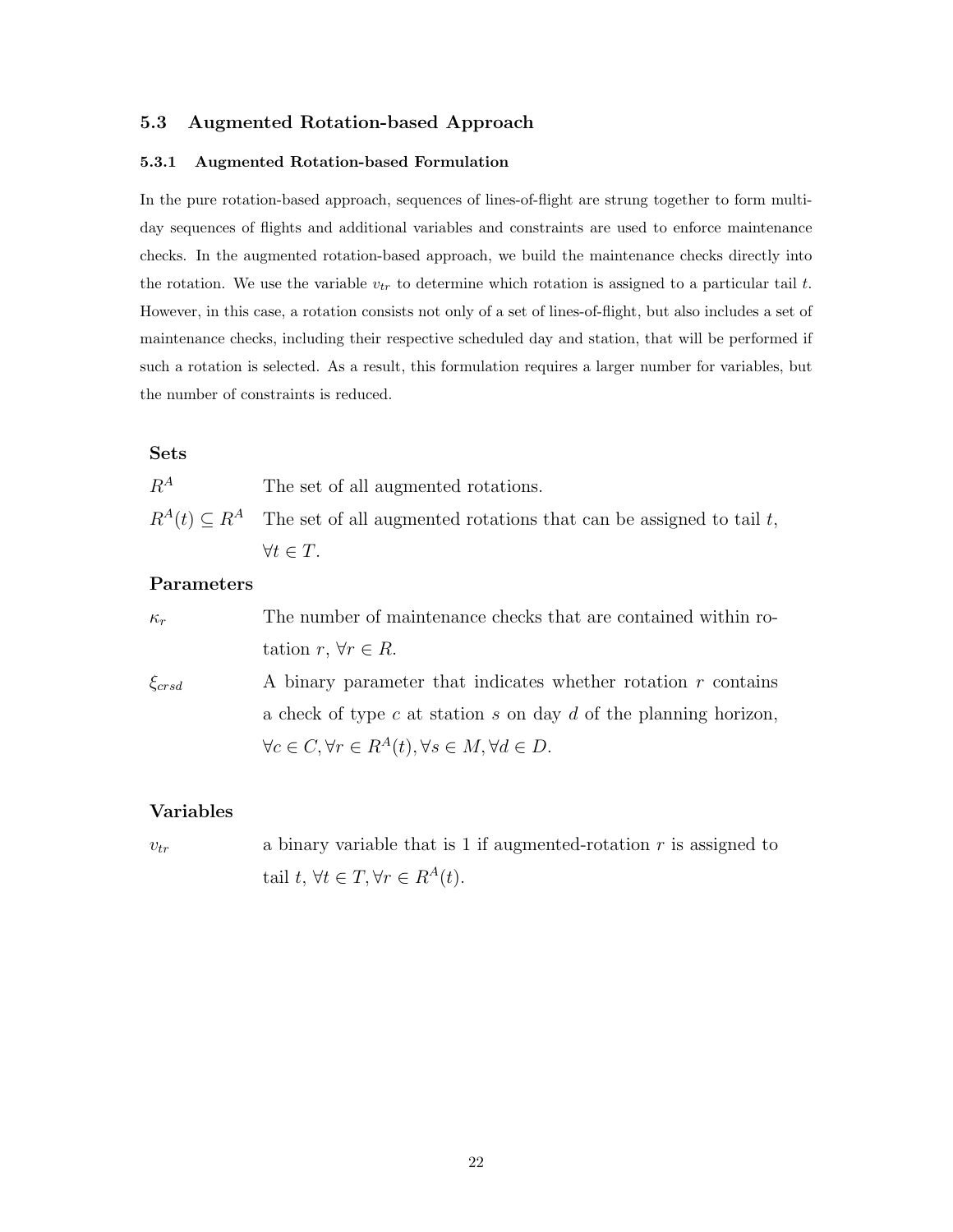## 5.3 Augmented Rotation-based Approach

### 5.3.1 Augmented Rotation-based Formulation

In the pure rotation-based approach, sequences of lines-of-flight are strung together to form multi-day sequences of flights and additional variables and constraints are used to enforce maintenance checks. In the augmented rotation-based approach, we build the maintenance checks directly into the rotation. We use the variable $v_{tr}$ to determine which rotation is assigned to a particular tail $t$. However, in this case, a rotation consists not only of a set of lines-of-flight, but also includes a set of maintenance checks, including their respective scheduled day and station, that will be performed if such a rotation is selected. As a result, this formulation requires a larger number for variables, but the number of constraints is reduced.

**Sets**

$R^A$ The set of all augmented rotations.

$R^A(t) \subseteq R^A$ The set of all augmented rotations that can be assigned to tail $t$, $\forall t \in T$.

**Parameters**

$\kappa_r$ The number of maintenance checks that are contained within rotation $r$, $\forall r \in R$.

$\xi_{crsd}$ A binary parameter that indicates whether rotation $r$ contains a check of type $c$ at station $s$ on day $d$ of the planning horizon, $\forall c \in C, \forall r \in R^A(t), \forall s \in M, \forall d \in D$.

**Variables**

$v_{tr}$ a binary variable that is 1 if augmented-rotation $r$ is assigned to tail $t$, $\forall t \in T, \forall r \in R^A(t)$.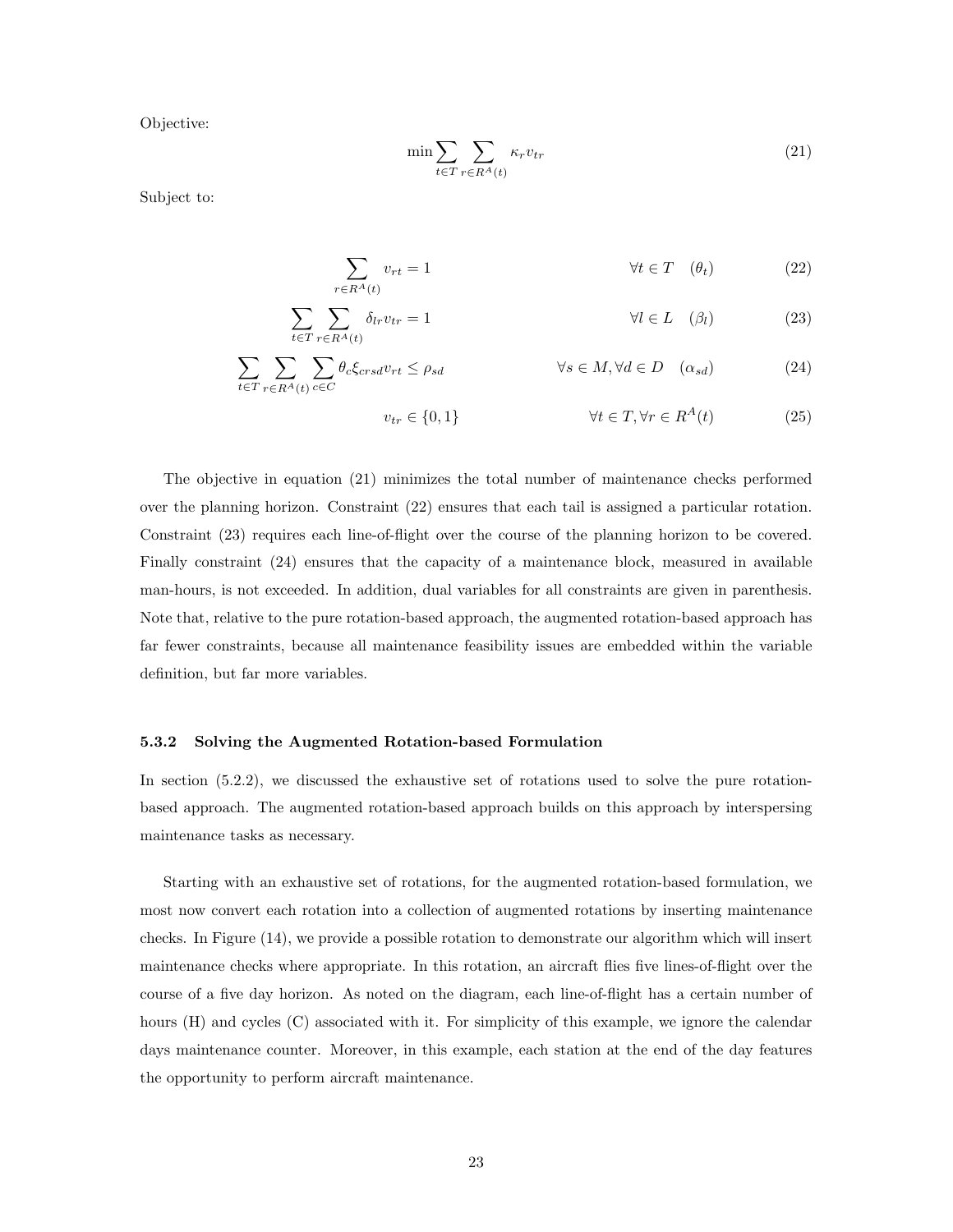Objective:

$$\min \sum_{t \in T} \sum_{r \in R^A(t)} \kappa_r v_{tr} \tag{21}$$

Subject to:

$$\sum_{r \in R^A(t)} v_{rt} = 1 \qquad \forall t \in T \quad (\theta_t) \tag{22}$$

$$\sum_{t \in T} \sum_{r \in R^A(t)} \delta_{lr} v_{tr} = 1 \qquad \forall l \in L \quad (\beta_l) \tag{23}$$

$$\sum_{t \in T} \sum_{r \in R^A(t)} \sum_{c \in C} \theta_c \xi_{crsd} v_{rt} \leq \rho_{sd} \qquad \forall s \in M, \forall d \in D \quad (\alpha_{sd}) \tag{24}$$

$$v_{tr} \in \{0, 1\} \qquad \forall t \in T, \forall r \in R^A(t) \tag{25}$$

The objective in equation (21) minimizes the total number of maintenance checks performed over the planning horizon. Constraint (22) ensures that each tail is assigned a particular rotation. Constraint (23) requires each line-of-flight over the course of the planning horizon to be covered. Finally constraint (24) ensures that the capacity of a maintenance block, measured in available man-hours, is not exceeded. In addition, dual variables for all constraints are given in parenthesis. Note that, relative to the pure rotation-based approach, the augmented rotation-based approach has far fewer constraints, because all maintenance feasibility issues are embedded within the variable definition, but far more variables.

### 5.3.2 Solving the Augmented Rotation-based Formulation

In section (5.2.2), we discussed the exhaustive set of rotations used to solve the pure rotation-based approach. The augmented rotation-based approach builds on this approach by interspersing maintenance tasks as necessary.

Starting with an exhaustive set of rotations, for the augmented rotation-based formulation, we most now convert each rotation into a collection of augmented rotations by inserting maintenance checks. In Figure (14), we provide a possible rotation to demonstrate our algorithm which will insert maintenance checks where appropriate. In this rotation, an aircraft flies five lines-of-flight over the course of a five day horizon. As noted on the diagram, each line-of-flight has a certain number of hours (H) and cycles (C) associated with it. For simplicity of this example, we ignore the calendar days maintenance counter. Moreover, in this example, each station at the end of the day features the opportunity to perform aircraft maintenance.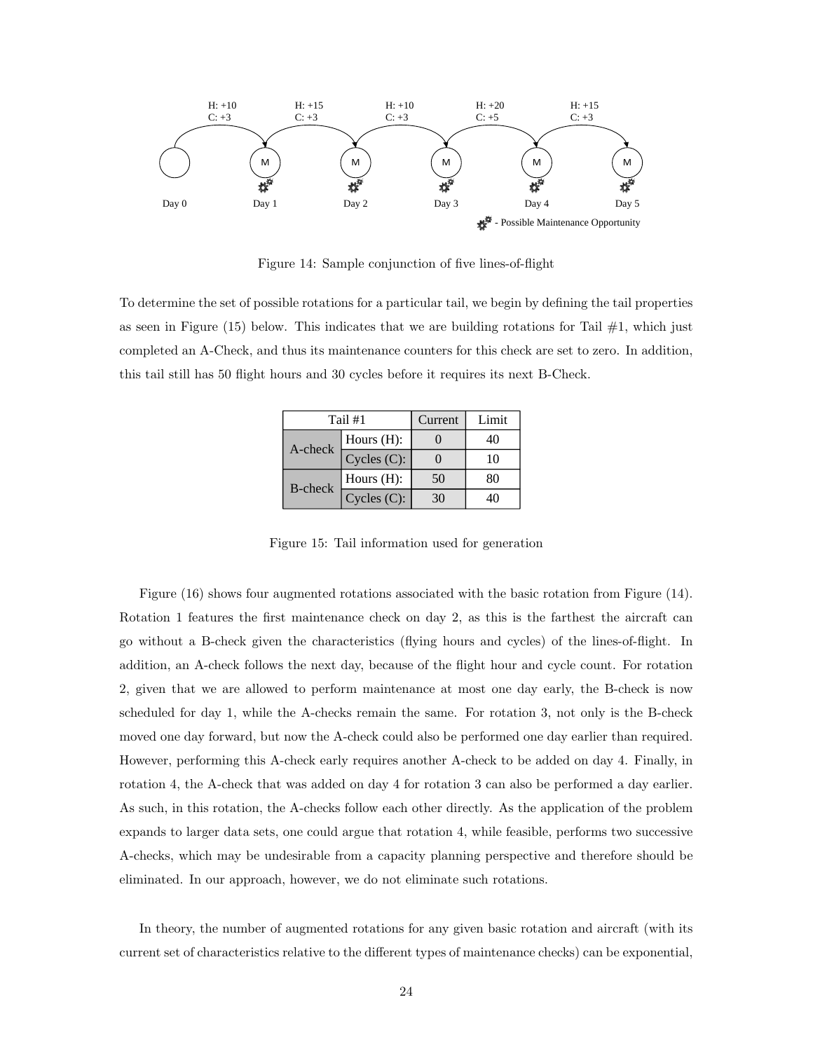Figure 14: Sample conjunction of five lines-of-flight

To determine the set of possible rotations for a particular tail, we begin by defining the tail properties as seen in Figure (15) below. This indicates that we are building rotations for Tail #1, which just completed an A-Check, and thus its maintenance counters for this check are set to zero. In addition, this tail still has 50 flight hours and 30 cycles before it requires its next B-Check.

| Tail #1 | | Current | Limit |
|---|---|---|---|
| A-check | Hours (H): | 0 | 40 |
| | Cycles (C): | 0 | 10 |
| B-check | Hours (H): | 50 | 80 |
| | Cycles (C): | 30 | 40 |

Figure 15: Tail information used for generation

Figure (16) shows four augmented rotations associated with the basic rotation from Figure (14). Rotation 1 features the first maintenance check on day 2, as this is the farthest the aircraft can go without a B-check given the characteristics (flying hours and cycles) of the lines-of-flight. In addition, an A-check follows the next day, because of the flight hour and cycle count. For rotation 2, given that we are allowed to perform maintenance at most one day early, the B-check is now scheduled for day 1, while the A-checks remain the same. For rotation 3, not only is the B-check moved one day forward, but now the A-check could also be performed one day earlier than required. However, performing this A-check early requires another A-check to be added on day 4. Finally, in rotation 4, the A-check that was added on day 4 for rotation 3 can also be performed a day earlier. As such, in this rotation, the A-checks follow each other directly. As the application of the problem expands to larger data sets, one could argue that rotation 4, while feasible, performs two successive A-checks, which may be undesirable from a capacity planning perspective and therefore should be eliminated. In our approach, however, we do not eliminate such rotations.

In theory, the number of augmented rotations for any given basic rotation and aircraft (with its current set of characteristics relative to the different types of maintenance checks) can be exponential,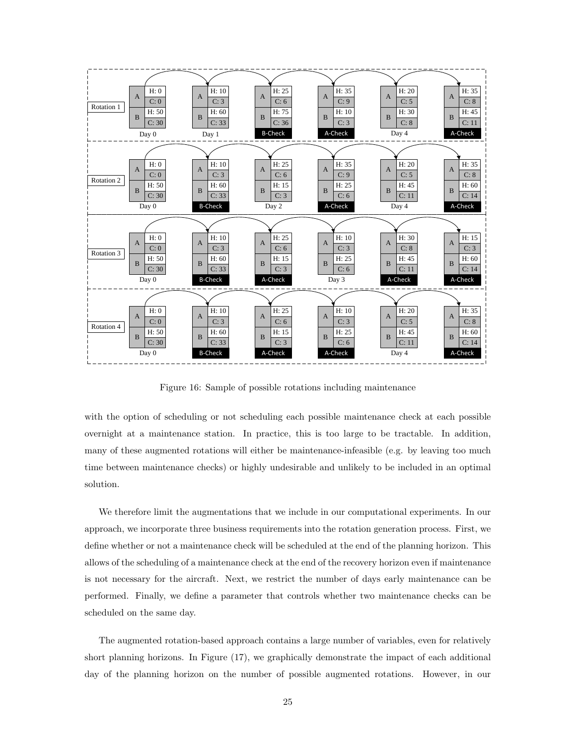Figure 16: Sample of possible rotations including maintenance

with the option of scheduling or not scheduling each possible maintenance check at each possible overnight at a maintenance station. In practice, this is too large to be tractable. In addition, many of these augmented rotations will either be maintenance-infeasible (e.g. by leaving too much time between maintenance checks) or highly undesirable and unlikely to be included in an optimal solution.

We therefore limit the augmentations that we include in our computational experiments. In our approach, we incorporate three business requirements into the rotation generation process. First, we define whether or not a maintenance check will be scheduled at the end of the planning horizon. This allows of the scheduling of a maintenance check at the end of the recovery horizon even if maintenance is not necessary for the aircraft. Next, we restrict the number of days early maintenance can be performed. Finally, we define a parameter that controls whether two maintenance checks can be scheduled on the same day.

The augmented rotation-based approach contains a large number of variables, even for relatively short planning horizons. In Figure (17), we graphically demonstrate the impact of each additional day of the planning horizon on the number of possible augmented rotations. However, in our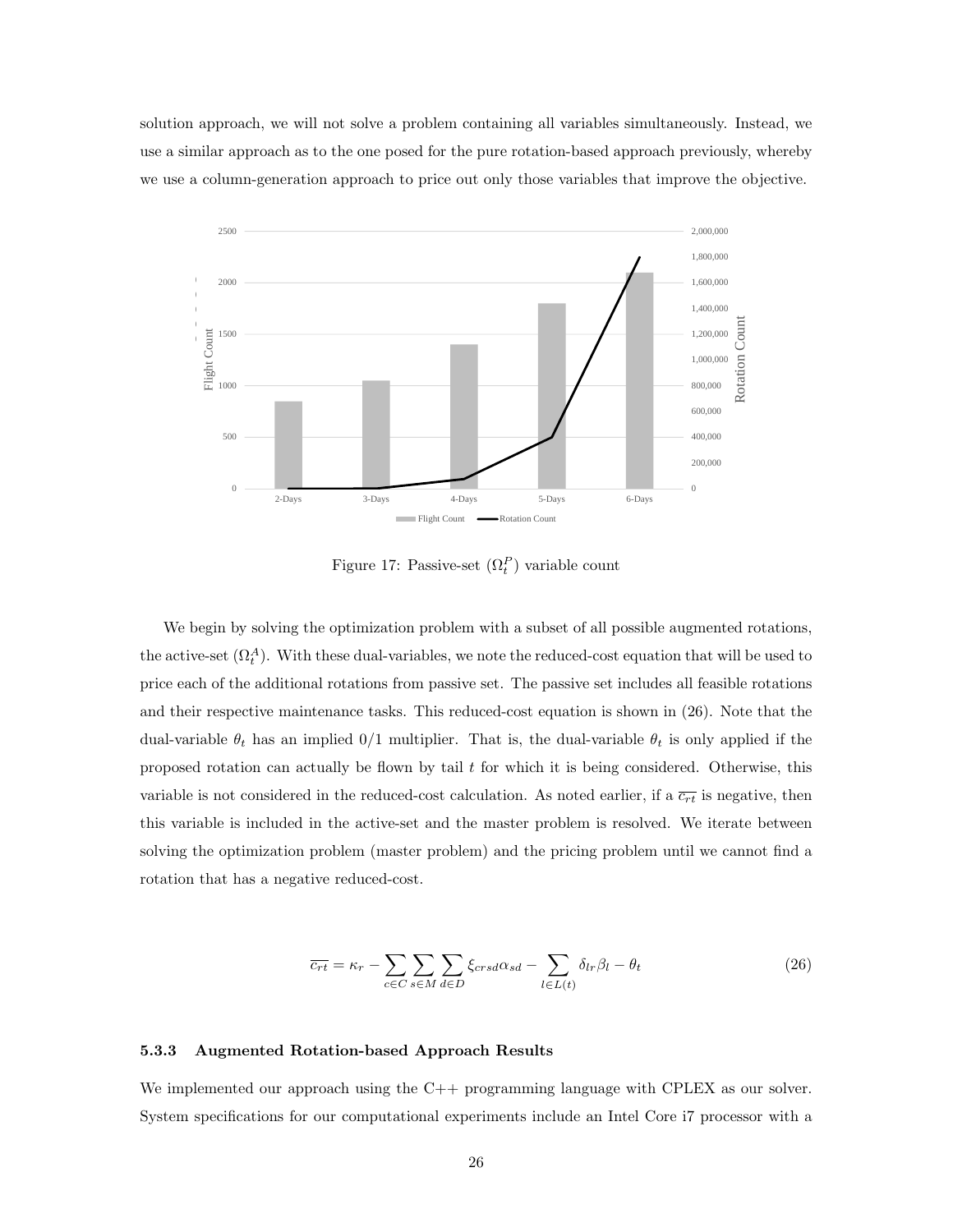solution approach, we will not solve a problem containing all variables simultaneously. Instead, we use a similar approach as to the one posed for the pure rotation-based approach previously, whereby we use a column-generation approach to price out only those variables that improve the objective.

Figure 17: Passive-set ($\Omega_t^P$) variable count

We begin by solving the optimization problem with a subset of all possible augmented rotations, the active-set ($\Omega_t^A$). With these dual-variables, we note the reduced-cost equation that will be used to price each of the additional rotations from passive set. The passive set includes all feasible rotations and their respective maintenance tasks. This reduced-cost equation is shown in (26). Note that the dual-variable $\theta_t$ has an implied 0/1 multiplier. That is, the dual-variable $\theta_t$ is only applied if the proposed rotation can actually be flown by tail $t$ for which it is being considered. Otherwise, this variable is not considered in the reduced-cost calculation. As noted earlier, if a $\overline{c_{rt}}$ is negative, then this variable is included in the active-set and the master problem is resolved. We iterate between solving the optimization problem (master problem) and the pricing problem until we cannot find a rotation that has a negative reduced-cost.

$$\overline{c_{rt}} = \kappa_r - \sum_{c \in C} \sum_{s \in M} \sum_{d \in D} \xi_{crsd} \alpha_{sd} - \sum_{l \in L(t)} \delta_{lr} \beta_l - \theta_t \tag{26}$$

#### 5.3.3 Augmented Rotation-based Approach Results

We implemented our approach using the C++ programming language with CPLEX as our solver. System specifications for our computational experiments include an Intel Core i7 processor with a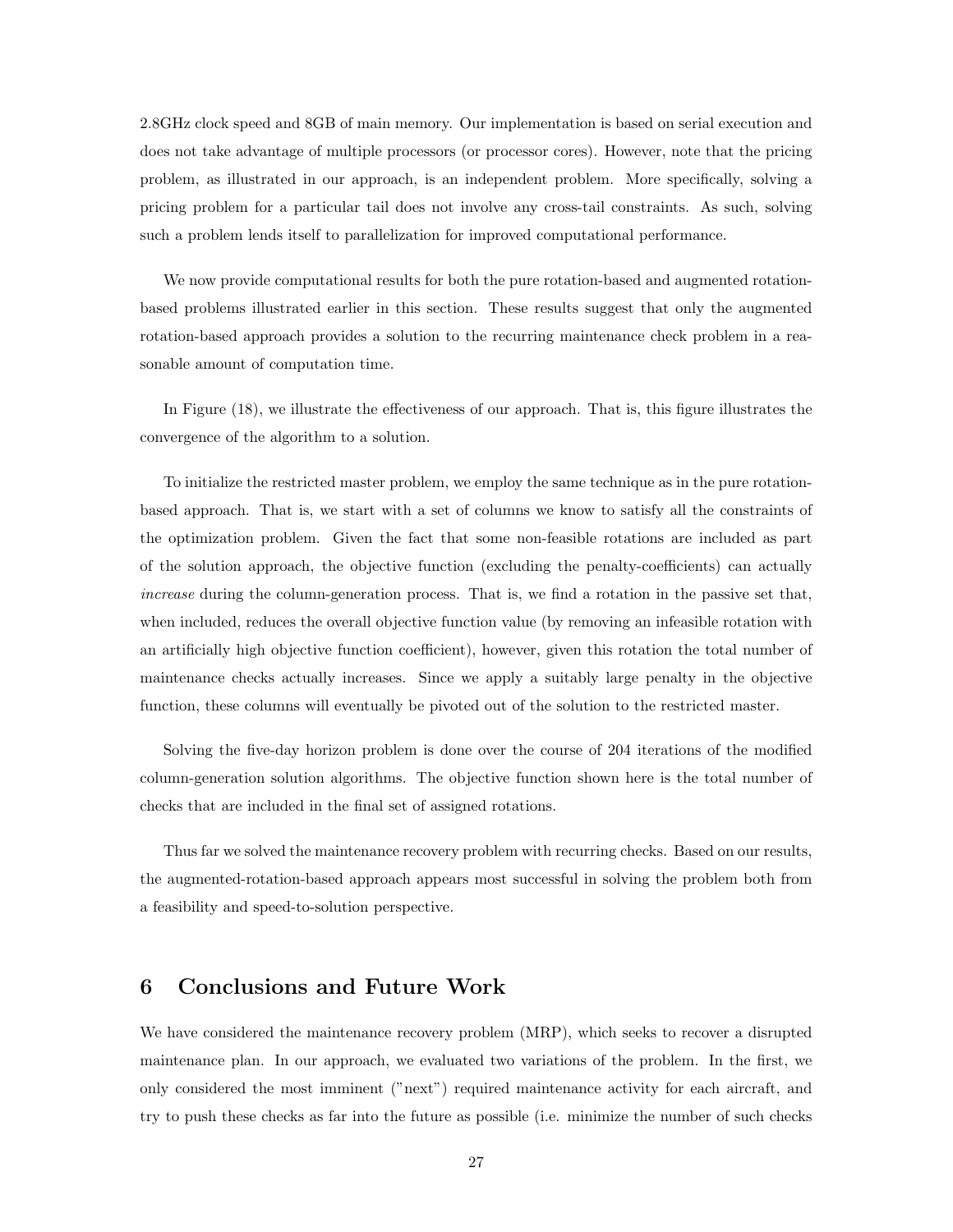2.8GHz clock speed and 8GB of main memory. Our implementation is based on serial execution and does not take advantage of multiple processors (or processor cores). However, note that the pricing problem, as illustrated in our approach, is an independent problem. More specifically, solving a pricing problem for a particular tail does not involve any cross-tail constraints. As such, solving such a problem lends itself to parallelization for improved computational performance.

We now provide computational results for both the pure rotation-based and augmented rotation-based problems illustrated earlier in this section. These results suggest that only the augmented rotation-based approach provides a solution to the recurring maintenance check problem in a reasonable amount of computation time.

In Figure (18), we illustrate the effectiveness of our approach. That is, this figure illustrates the convergence of the algorithm to a solution.

To initialize the restricted master problem, we employ the same technique as in the pure rotation-based approach. That is, we start with a set of columns we know to satisfy all the constraints of the optimization problem. Given the fact that some non-feasible rotations are included as part of the solution approach, the objective function (excluding the penalty-coefficients) can actually *increase* during the column-generation process. That is, we find a rotation in the passive set that, when included, reduces the overall objective function value (by removing an infeasible rotation with an artificially high objective function coefficient), however, given this rotation the total number of maintenance checks actually increases. Since we apply a suitably large penalty in the objective function, these columns will eventually be pivoted out of the solution to the restricted master.

Solving the five-day horizon problem is done over the course of 204 iterations of the modified column-generation solution algorithms. The objective function shown here is the total number of checks that are included in the final set of assigned rotations.

Thus far we solved the maintenance recovery problem with recurring checks. Based on our results, the augmented-rotation-based approach appears most successful in solving the problem both from a feasibility and speed-to-solution perspective.

## 6 Conclusions and Future Work

We have considered the maintenance recovery problem (MRP), which seeks to recover a disrupted maintenance plan. In our approach, we evaluated two variations of the problem. In the first, we only considered the most imminent ("next") required maintenance activity for each aircraft, and try to push these checks as far into the future as possible (i.e. minimize the number of such checks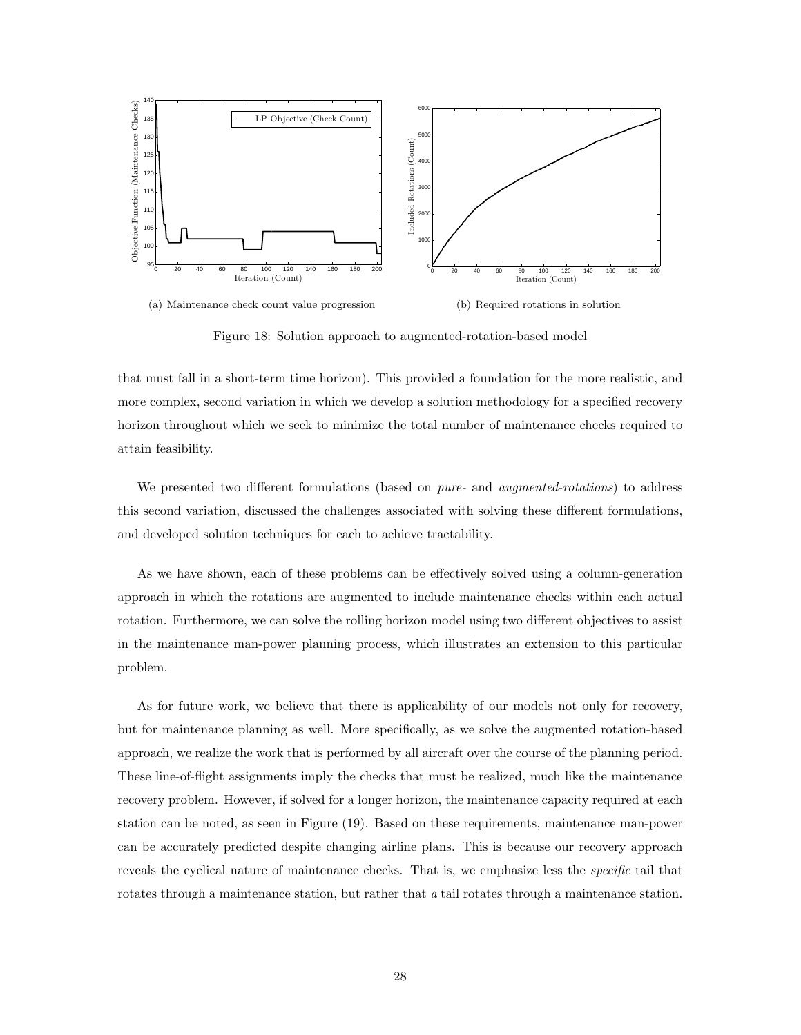(a) Maintenance check count value progression

(b) Required rotations in solution

Figure 18: Solution approach to augmented-rotation-based model

that must fall in a short-term time horizon). This provided a foundation for the more realistic, and more complex, second variation in which we develop a solution methodology for a specified recovery horizon throughout which we seek to minimize the total number of maintenance checks required to attain feasibility.

We presented two different formulations (based on *pure-* and *augmented-rotations*) to address this second variation, discussed the challenges associated with solving these different formulations, and developed solution techniques for each to achieve tractability.

As we have shown, each of these problems can be effectively solved using a column-generation approach in which the rotations are augmented to include maintenance checks within each actual rotation. Furthermore, we can solve the rolling horizon model using two different objectives to assist in the maintenance man-power planning process, which illustrates an extension to this particular problem.

As for future work, we believe that there is applicability of our models not only for recovery, but for maintenance planning as well. More specifically, as we solve the augmented rotation-based approach, we realize the work that is performed by all aircraft over the course of the planning period. These line-of-flight assignments imply the checks that must be realized, much like the maintenance recovery problem. However, if solved for a longer horizon, the maintenance capacity required at each station can be noted, as seen in Figure (19). Based on these requirements, maintenance man-power can be accurately predicted despite changing airline plans. This is because our recovery approach reveals the cyclical nature of maintenance checks. That is, we emphasize less the *specific* tail that rotates through a maintenance station, but rather that *a* tail rotates through a maintenance station.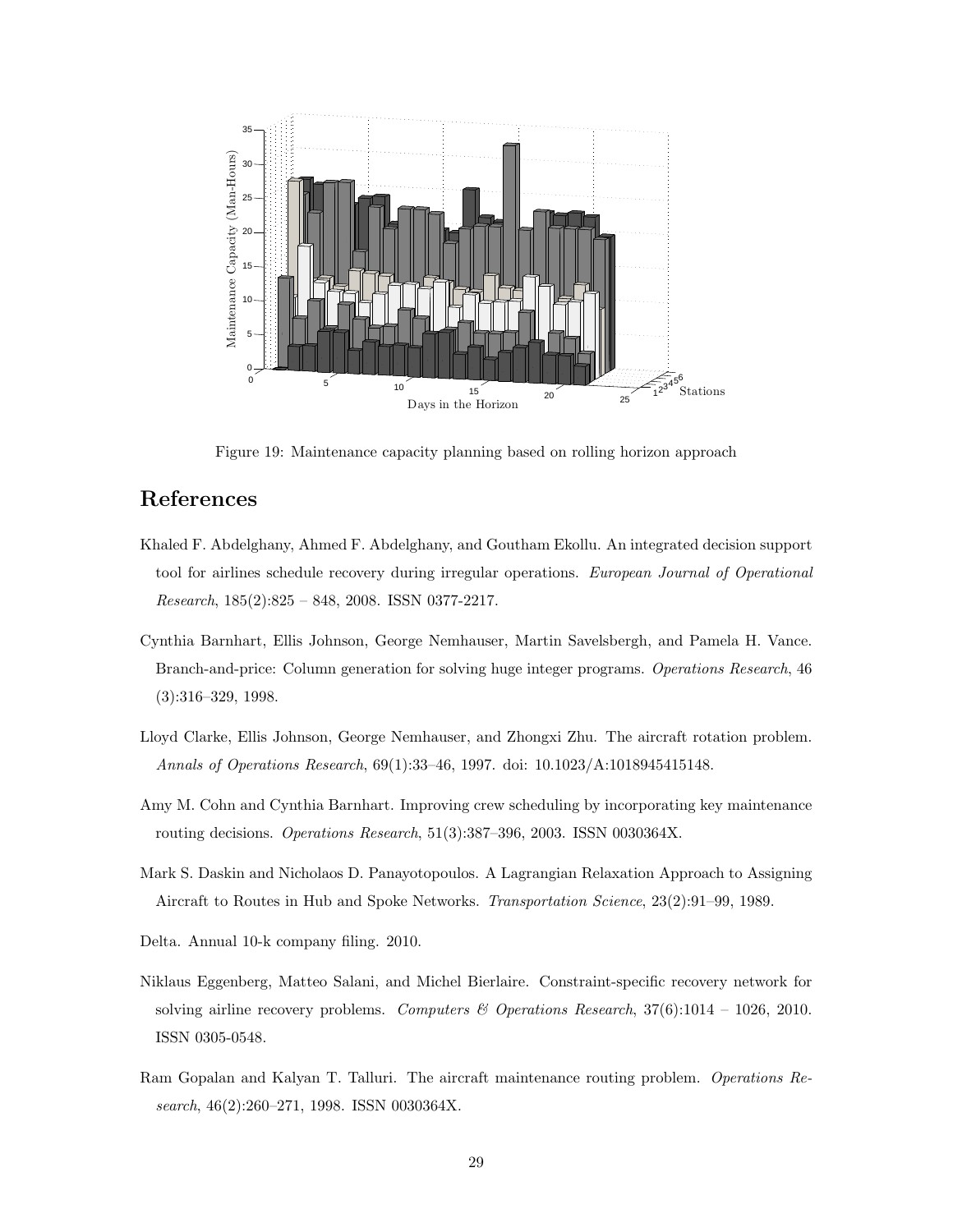Figure 19: Maintenance capacity planning based on rolling horizon approach

# References

Khaled F. Abdelghany, Ahmed F. Abdelghany, and Goutham Ekollu. An integrated decision support tool for airlines schedule recovery during irregular operations. *European Journal of Operational Research*, 185(2):825 – 848, 2008. ISSN 0377-2217.

Cynthia Barnhart, Ellis Johnson, George Nemhauser, Martin Savelsbergh, and Pamela H. Vance. Branch-and-price: Column generation for solving huge integer programs. *Operations Research*, 46 (3):316–329, 1998.

Lloyd Clarke, Ellis Johnson, George Nemhauser, and Zhongxi Zhu. The aircraft rotation problem. *Annals of Operations Research*, 69(1):33–46, 1997. doi: 10.1023/A:1018945415148.

Amy M. Cohn and Cynthia Barnhart. Improving crew scheduling by incorporating key maintenance routing decisions. *Operations Research*, 51(3):387–396, 2003. ISSN 0030364X.

Mark S. Daskin and Nicholaos D. Panayotopoulos. A Lagrangian Relaxation Approach to Assigning Aircraft to Routes in Hub and Spoke Networks. *Transportation Science*, 23(2):91–99, 1989.

Delta. Annual 10-k company filing. 2010.

Niklaus Eggenberg, Matteo Salani, and Michel Bierlaire. Constraint-specific recovery network for solving airline recovery problems. *Computers & Operations Research*, 37(6):1014 – 1026, 2010. ISSN 0305-0548.

Ram Gopalan and Kalyan T. Talluri. The aircraft maintenance routing problem. *Operations Research*, 46(2):260–271, 1998. ISSN 0030364X.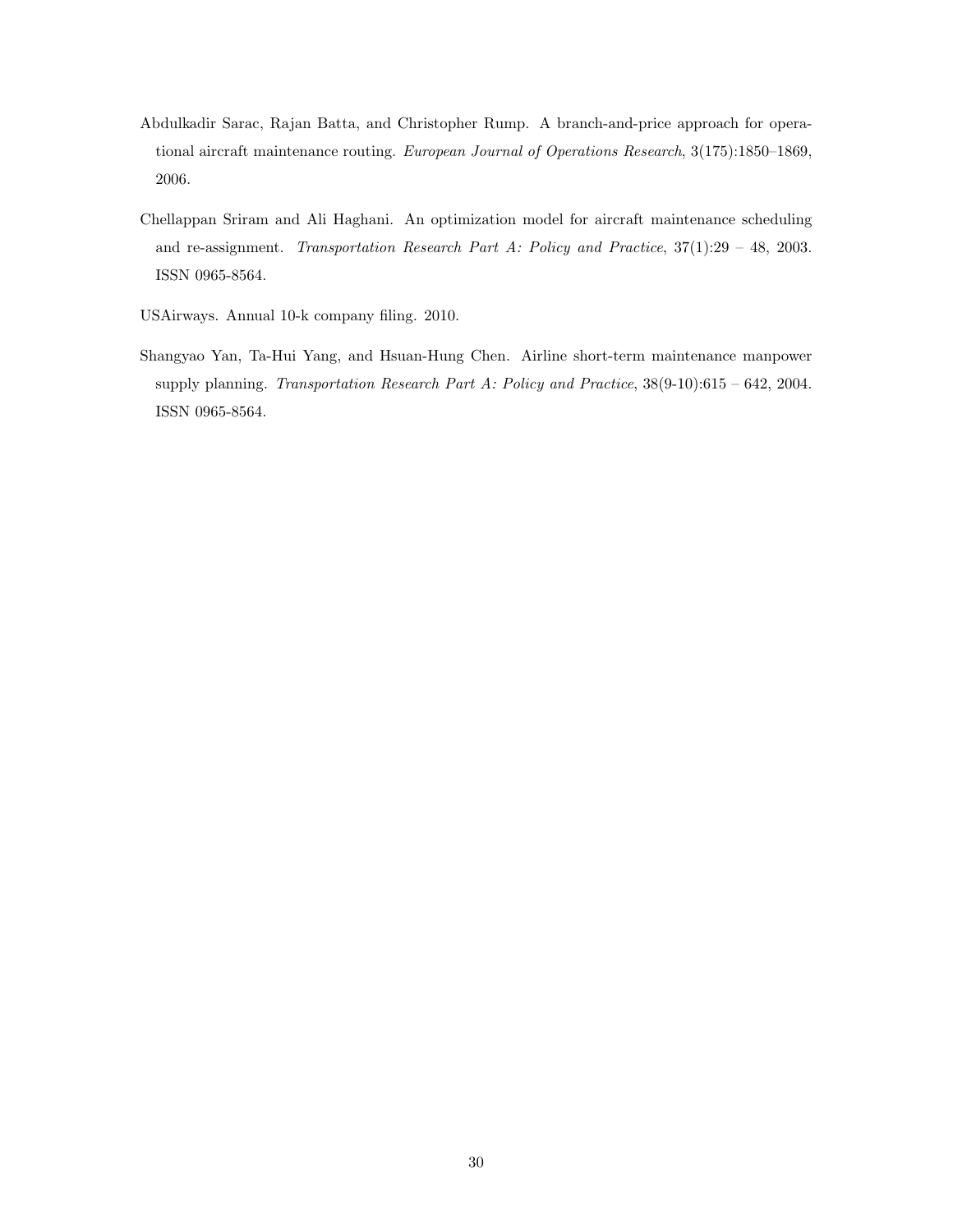Abdulkadir Sarac, Rajan Batta, and Christopher Rump. A branch-and-price approach for operational aircraft maintenance routing. *European Journal of Operations Research*, 3(175):1850–1869, 2006.

Chellappan Sriram and Ali Haghani. An optimization model for aircraft maintenance scheduling and re-assignment. *Transportation Research Part A: Policy and Practice*, 37(1):29 – 48, 2003. ISSN 0965-8564.

USAirways. Annual 10-k company filing. 2010.

Shangyao Yan, Ta-Hui Yang, and Hsuan-Hung Chen. Airline short-term maintenance manpower supply planning. *Transportation Research Part A: Policy and Practice*, 38(9-10):615 – 642, 2004. ISSN 0965-8564.